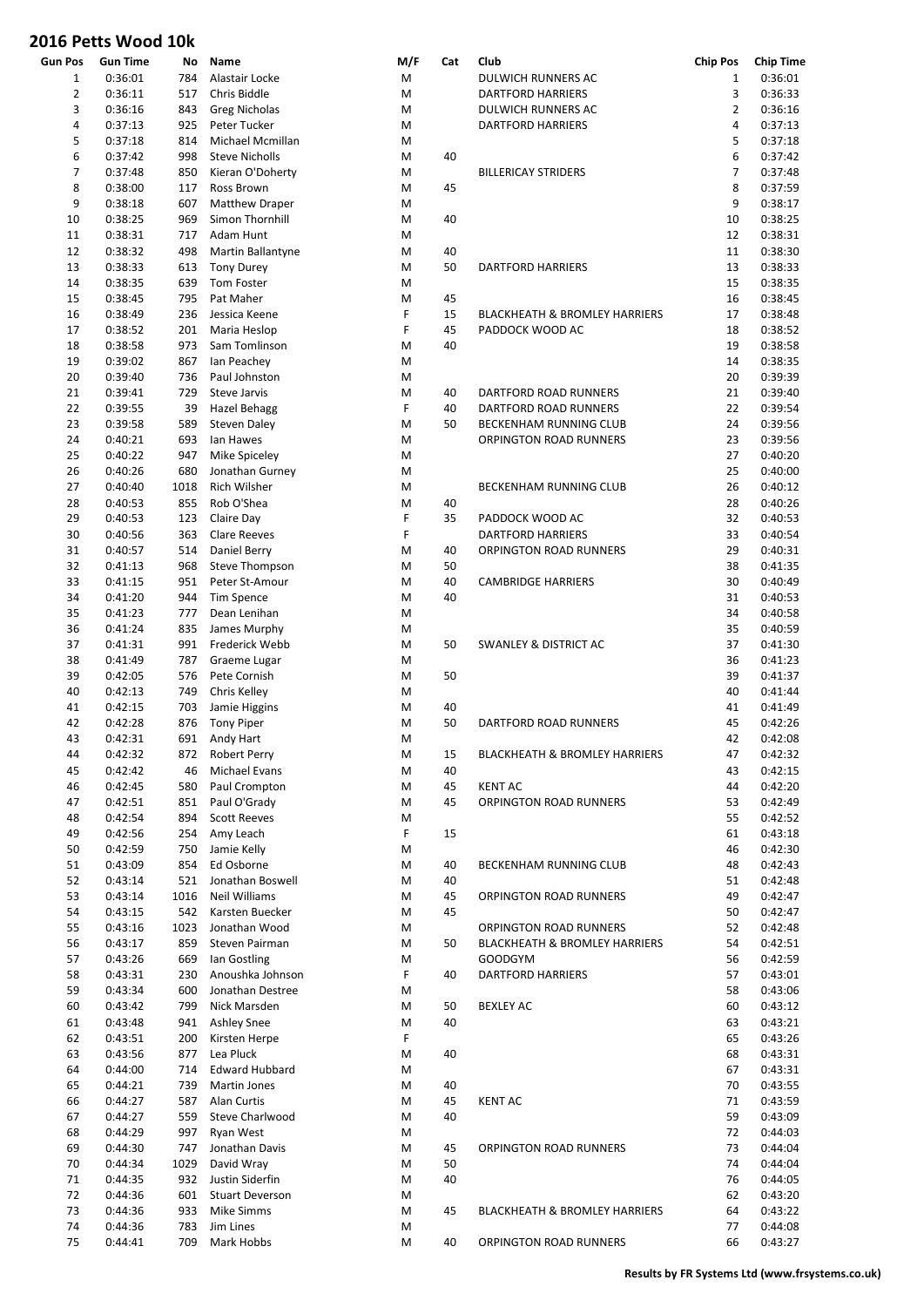# 2016 Petts Wood 10k

| Gun Pos | Gun Time | No | Name | M/F | Cat | Club | Chip Pos | Chip Time |
|---|---|---|---|---|---|---|---|---|
| 1 | 0:36:01 | 784 | Alastair Locke | M | | DULWICH RUNNERS AC | 1 | 0:36:01 |
| 2 | 0:36:11 | 517 | Chris Biddle | M | | DARTFORD HARRIERS | 3 | 0:36:33 |
| 3 | 0:36:16 | 843 | Greg Nicholas | M | | DULWICH RUNNERS AC | 2 | 0:36:16 |
| 4 | 0:37:13 | 925 | Peter Tucker | M | | DARTFORD HARRIERS | 4 | 0:37:13 |
| 5 | 0:37:18 | 814 | Michael Mcmillan | M | | | 5 | 0:37:18 |
| 6 | 0:37:42 | 998 | Steve Nicholls | M | 40 | | 6 | 0:37:42 |
| 7 | 0:37:48 | 850 | Kieran O'Doherty | M | | BILLERICAY STRIDERS | 7 | 0:37:48 |
| 8 | 0:38:00 | 117 | Ross Brown | M | 45 | | 8 | 0:37:59 |
| 9 | 0:38:18 | 607 | Matthew Draper | M | | | 9 | 0:38:17 |
| 10 | 0:38:25 | 969 | Simon Thornhill | M | 40 | | 10 | 0:38:25 |
| 11 | 0:38:31 | 717 | Adam Hunt | M | | | 12 | 0:38:31 |
| 12 | 0:38:32 | 498 | Martin Ballantyne | M | 40 | | 11 | 0:38:30 |
| 13 | 0:38:33 | 613 | Tony Durey | M | 50 | DARTFORD HARRIERS | 13 | 0:38:33 |
| 14 | 0:38:35 | 639 | Tom Foster | M | | | 15 | 0:38:35 |
| 15 | 0:38:45 | 795 | Pat Maher | M | 45 | | 16 | 0:38:45 |
| 16 | 0:38:49 | 236 | Jessica Keene | F | 15 | BLACKHEATH & BROMLEY HARRIERS | 17 | 0:38:48 |
| 17 | 0:38:52 | 201 | Maria Heslop | F | 45 | PADDOCK WOOD AC | 18 | 0:38:52 |
| 18 | 0:38:58 | 973 | Sam Tomlinson | M | 40 | | 19 | 0:38:58 |
| 19 | 0:39:02 | 867 | Ian Peachey | M | | | 14 | 0:38:35 |
| 20 | 0:39:40 | 736 | Paul Johnston | M | | | 20 | 0:39:39 |
| 21 | 0:39:41 | 729 | Steve Jarvis | M | 40 | DARTFORD ROAD RUNNERS | 21 | 0:39:40 |
| 22 | 0:39:55 | 39 | Hazel Behagg | F | 40 | DARTFORD ROAD RUNNERS | 22 | 0:39:54 |
| 23 | 0:39:58 | 589 | Steven Daley | M | 50 | BECKENHAM RUNNING CLUB | 24 | 0:39:56 |
| 24 | 0:40:21 | 693 | Ian Hawes | M | | ORPINGTON ROAD RUNNERS | 23 | 0:39:56 |
| 25 | 0:40:22 | 947 | Mike Spiceley | M | | | 27 | 0:40:20 |
| 26 | 0:40:26 | 680 | Jonathan Gurney | M | | | 25 | 0:40:00 |
| 27 | 0:40:40 | 1018 | Rich Wilsher | M | | BECKENHAM RUNNING CLUB | 26 | 0:40:12 |
| 28 | 0:40:53 | 855 | Rob O'Shea | M | 40 | | 28 | 0:40:26 |
| 29 | 0:40:53 | 123 | Claire Day | F | 35 | PADDOCK WOOD AC | 32 | 0:40:53 |
| 30 | 0:40:56 | 363 | Clare Reeves | F | | DARTFORD HARRIERS | 33 | 0:40:54 |
| 31 | 0:40:57 | 514 | Daniel Berry | M | 40 | ORPINGTON ROAD RUNNERS | 29 | 0:40:31 |
| 32 | 0:41:13 | 968 | Steve Thompson | M | 50 | | 38 | 0:41:35 |
| 33 | 0:41:15 | 951 | Peter St-Amour | M | 40 | CAMBRIDGE HARRIERS | 30 | 0:40:49 |
| 34 | 0:41:20 | 944 | Tim Spence | M | 40 | | 31 | 0:40:53 |
| 35 | 0:41:23 | 777 | Dean Lenihan | M | | | 34 | 0:40:58 |
| 36 | 0:41:24 | 835 | James Murphy | M | | | 35 | 0:40:59 |
| 37 | 0:41:31 | 991 | Frederick Webb | M | 50 | SWANLEY & DISTRICT AC | 37 | 0:41:30 |
| 38 | 0:41:49 | 787 | Graeme Lugar | M | | | 36 | 0:41:23 |
| 39 | 0:42:05 | 576 | Pete Cornish | M | 50 | | 39 | 0:41:37 |
| 40 | 0:42:13 | 749 | Chris Kelley | M | | | 40 | 0:41:44 |
| 41 | 0:42:15 | 703 | Jamie Higgins | M | 40 | | 41 | 0:41:49 |
| 42 | 0:42:28 | 876 | Tony Piper | M | 50 | DARTFORD ROAD RUNNERS | 45 | 0:42:26 |
| 43 | 0:42:31 | 691 | Andy Hart | M | | | 42 | 0:42:08 |
| 44 | 0:42:32 | 872 | Robert Perry | M | 15 | BLACKHEATH & BROMLEY HARRIERS | 47 | 0:42:32 |
| 45 | 0:42:42 | 46 | Michael Evans | M | 40 | | 43 | 0:42:15 |
| 46 | 0:42:45 | 580 | Paul Crompton | M | 45 | KENT AC | 44 | 0:42:20 |
| 47 | 0:42:51 | 851 | Paul O'Grady | M | 45 | ORPINGTON ROAD RUNNERS | 53 | 0:42:49 |
| 48 | 0:42:54 | 894 | Scott Reeves | M | | | 55 | 0:42:52 |
| 49 | 0:42:56 | 254 | Amy Leach | F | 15 | | 61 | 0:43:18 |
| 50 | 0:42:59 | 750 | Jamie Kelly | M | | | 46 | 0:42:30 |
| 51 | 0:43:09 | 854 | Ed Osborne | M | 40 | BECKENHAM RUNNING CLUB | 48 | 0:42:43 |
| 52 | 0:43:14 | 521 | Jonathan Boswell | M | 40 | | 51 | 0:42:48 |
| 53 | 0:43:14 | 1016 | Neil Williams | M | 45 | ORPINGTON ROAD RUNNERS | 49 | 0:42:47 |
| 54 | 0:43:15 | 542 | Karsten Buecker | M | 45 | | 50 | 0:42:47 |
| 55 | 0:43:16 | 1023 | Jonathan Wood | M | | ORPINGTON ROAD RUNNERS | 52 | 0:42:48 |
| 56 | 0:43:17 | 859 | Steven Pairman | M | 50 | BLACKHEATH & BROMLEY HARRIERS | 54 | 0:42:51 |
| 57 | 0:43:26 | 669 | Ian Gostling | M | | GOODGYM | 56 | 0:42:59 |
| 58 | 0:43:31 | 230 | Anoushka Johnson | F | 40 | DARTFORD HARRIERS | 57 | 0:43:01 |
| 59 | 0:43:34 | 600 | Jonathan Destree | M | | | 58 | 0:43:06 |
| 60 | 0:43:42 | 799 | Nick Marsden | M | 50 | BEXLEY AC | 60 | 0:43:12 |
| 61 | 0:43:48 | 941 | Ashley Snee | M | 40 | | 63 | 0:43:21 |
| 62 | 0:43:51 | 200 | Kirsten Herpe | F | | | 65 | 0:43:26 |
| 63 | 0:43:56 | 877 | Lea Pluck | M | 40 | | 68 | 0:43:31 |
| 64 | 0:44:00 | 714 | Edward Hubbard | M | | | 67 | 0:43:31 |
| 65 | 0:44:21 | 739 | Martin Jones | M | 40 | | 70 | 0:43:55 |
| 66 | 0:44:27 | 587 | Alan Curtis | M | 45 | KENT AC | 71 | 0:43:59 |
| 67 | 0:44:27 | 559 | Steve Charlwood | M | 40 | | 59 | 0:43:09 |
| 68 | 0:44:29 | 997 | Ryan West | M | | | 72 | 0:44:03 |
| 69 | 0:44:30 | 747 | Jonathan Davis | M | 45 | ORPINGTON ROAD RUNNERS | 73 | 0:44:04 |
| 70 | 0:44:34 | 1029 | David Wray | M | 50 | | 74 | 0:44:04 |
| 71 | 0:44:35 | 932 | Justin Siderfin | M | 40 | | 76 | 0:44:05 |
| 72 | 0:44:36 | 601 | Stuart Deverson | M | | | 62 | 0:43:20 |
| 73 | 0:44:36 | 933 | Mike Simms | M | 45 | BLACKHEATH & BROMLEY HARRIERS | 64 | 0:43:22 |
| 74 | 0:44:36 | 783 | Jim Lines | M | | | 77 | 0:44:08 |
| 75 | 0:44:41 | 709 | Mark Hobbs | M | 40 | ORPINGTON ROAD RUNNERS | 66 | 0:43:27 |

**Results by FR Systems Ltd (www.frsystems.co.uk)**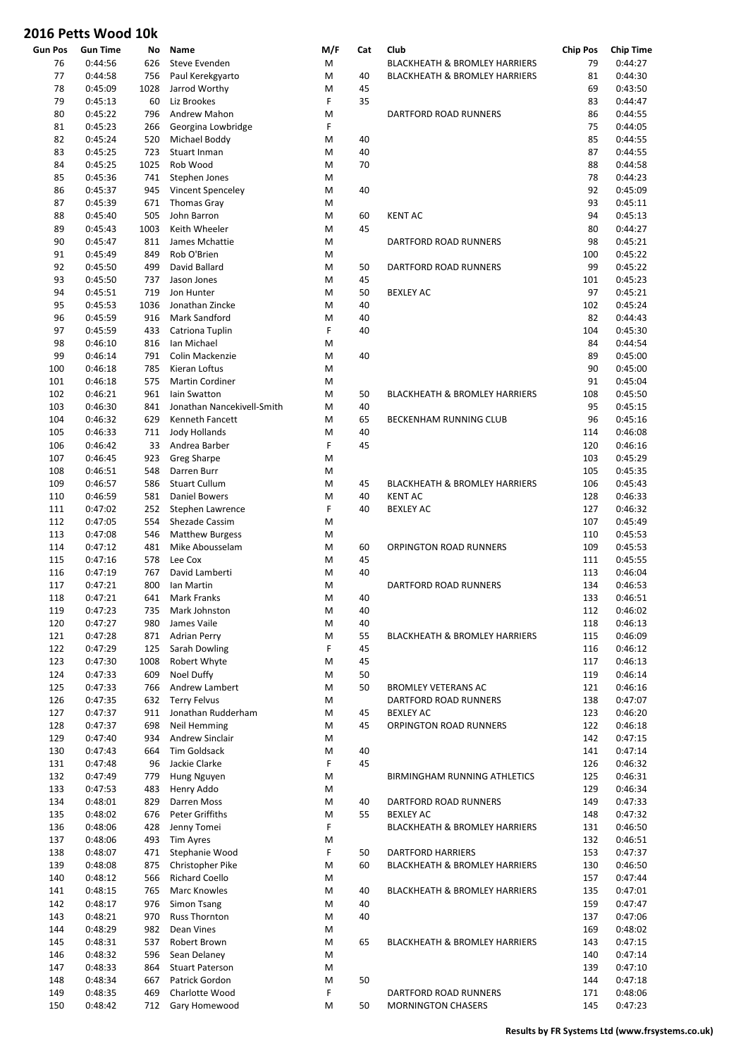# 2016 Petts Wood 10k

| Gun Pos | Gun Time | No | Name | M/F | Cat | Club | Chip Pos | Chip Time |
|---|---|---|---|---|---|---|---|---|
| 76 | 0:44:56 | 626 | Steve Evenden | M | | BLACKHEATH & BROMLEY HARRIERS | 79 | 0:44:27 |
| 77 | 0:44:58 | 756 | Paul Kerekgyarto | M | 40 | BLACKHEATH & BROMLEY HARRIERS | 81 | 0:44:30 |
| 78 | 0:45:09 | 1028 | Jarrod Worthy | M | 45 | | 69 | 0:43:50 |
| 79 | 0:45:13 | 60 | Liz Brookes | F | 35 | | 83 | 0:44:47 |
| 80 | 0:45:22 | 796 | Andrew Mahon | M | | DARTFORD ROAD RUNNERS | 86 | 0:44:55 |
| 81 | 0:45:23 | 266 | Georgina Lowbridge | F | | | 75 | 0:44:05 |
| 82 | 0:45:24 | 520 | Michael Boddy | M | 40 | | 85 | 0:44:55 |
| 83 | 0:45:25 | 723 | Stuart Inman | M | 40 | | 87 | 0:44:55 |
| 84 | 0:45:25 | 1025 | Rob Wood | M | 70 | | 88 | 0:44:58 |
| 85 | 0:45:36 | 741 | Stephen Jones | M | | | 78 | 0:44:23 |
| 86 | 0:45:37 | 945 | Vincent Spenceley | M | 40 | | 92 | 0:45:09 |
| 87 | 0:45:39 | 671 | Thomas Gray | M | | | 93 | 0:45:11 |
| 88 | 0:45:40 | 505 | John Barron | M | 60 | KENT AC | 94 | 0:45:13 |
| 89 | 0:45:43 | 1003 | Keith Wheeler | M | 45 | | 80 | 0:44:27 |
| 90 | 0:45:47 | 811 | James Mchattie | M | | DARTFORD ROAD RUNNERS | 98 | 0:45:21 |
| 91 | 0:45:49 | 849 | Rob O'Brien | M | | | 100 | 0:45:22 |
| 92 | 0:45:50 | 499 | David Ballard | M | 50 | DARTFORD ROAD RUNNERS | 99 | 0:45:22 |
| 93 | 0:45:50 | 737 | Jason Jones | M | 45 | | 101 | 0:45:23 |
| 94 | 0:45:51 | 719 | Jon Hunter | M | 50 | BEXLEY AC | 97 | 0:45:21 |
| 95 | 0:45:53 | 1036 | Jonathan Zincke | M | 40 | | 102 | 0:45:24 |
| 96 | 0:45:59 | 916 | Mark Sandford | M | 40 | | 82 | 0:44:43 |
| 97 | 0:45:59 | 433 | Catriona Tuplin | F | 40 | | 104 | 0:45:30 |
| 98 | 0:46:10 | 816 | Ian Michael | M | | | 84 | 0:44:54 |
| 99 | 0:46:14 | 791 | Colin Mackenzie | M | 40 | | 89 | 0:45:00 |
| 100 | 0:46:18 | 785 | Kieran Loftus | M | | | 90 | 0:45:00 |
| 101 | 0:46:18 | 575 | Martin Cordiner | M | | | 91 | 0:45:04 |
| 102 | 0:46:21 | 961 | Iain Swatton | M | 50 | BLACKHEATH & BROMLEY HARRIERS | 108 | 0:45:50 |
| 103 | 0:46:30 | 841 | Jonathan Nancekivell-Smith | M | 40 | | 95 | 0:45:15 |
| 104 | 0:46:32 | 629 | Kenneth Fancett | M | 65 | BECKENHAM RUNNING CLUB | 96 | 0:45:16 |
| 105 | 0:46:33 | 711 | Jody Hollands | M | 40 | | 114 | 0:46:08 |
| 106 | 0:46:42 | 33 | Andrea Barber | F | 45 | | 120 | 0:46:16 |
| 107 | 0:46:45 | 923 | Greg Sharpe | M | | | 103 | 0:45:29 |
| 108 | 0:46:51 | 548 | Darren Burr | M | | | 105 | 0:45:35 |
| 109 | 0:46:57 | 586 | Stuart Cullum | M | 45 | BLACKHEATH & BROMLEY HARRIERS | 106 | 0:45:43 |
| 110 | 0:46:59 | 581 | Daniel Bowers | M | 40 | KENT AC | 128 | 0:46:33 |
| 111 | 0:47:02 | 252 | Stephen Lawrence | F | 40 | BEXLEY AC | 127 | 0:46:32 |
| 112 | 0:47:05 | 554 | Shezade Cassim | M | | | 107 | 0:45:49 |
| 113 | 0:47:08 | 546 | Matthew Burgess | M | | | 110 | 0:45:53 |
| 114 | 0:47:12 | 481 | Mike Abousselam | M | 60 | ORPINGTON ROAD RUNNERS | 109 | 0:45:53 |
| 115 | 0:47:16 | 578 | Lee Cox | M | 45 | | 111 | 0:45:55 |
| 116 | 0:47:19 | 767 | David Lamberti | M | 40 | | 113 | 0:46:04 |
| 117 | 0:47:21 | 800 | Ian Martin | M | | DARTFORD ROAD RUNNERS | 134 | 0:46:53 |
| 118 | 0:47:21 | 641 | Mark Franks | M | 40 | | 133 | 0:46:51 |
| 119 | 0:47:23 | 735 | Mark Johnston | M | 40 | | 112 | 0:46:02 |
| 120 | 0:47:27 | 980 | James Vaile | M | 40 | | 118 | 0:46:13 |
| 121 | 0:47:28 | 871 | Adrian Perry | M | 55 | BLACKHEATH & BROMLEY HARRIERS | 115 | 0:46:09 |
| 122 | 0:47:29 | 125 | Sarah Dowling | F | 45 | | 116 | 0:46:12 |
| 123 | 0:47:30 | 1008 | Robert Whyte | M | 45 | | 117 | 0:46:13 |
| 124 | 0:47:33 | 609 | Noel Duffy | M | 50 | | 119 | 0:46:14 |
| 125 | 0:47:33 | 766 | Andrew Lambert | M | 50 | BROMLEY VETERANS AC | 121 | 0:46:16 |
| 126 | 0:47:35 | 632 | Terry Felvus | M | | DARTFORD ROAD RUNNERS | 138 | 0:47:07 |
| 127 | 0:47:37 | 911 | Jonathan Rudderham | M | 45 | BEXLEY AC | 123 | 0:46:20 |
| 128 | 0:47:37 | 698 | Neil Hemming | M | 45 | ORPINGTON ROAD RUNNERS | 122 | 0:46:18 |
| 129 | 0:47:40 | 934 | Andrew Sinclair | M | | | 142 | 0:47:15 |
| 130 | 0:47:43 | 664 | Tim Goldsack | M | 40 | | 141 | 0:47:14 |
| 131 | 0:47:48 | 96 | Jackie Clarke | F | 45 | | 126 | 0:46:32 |
| 132 | 0:47:49 | 779 | Hung Nguyen | M | | BIRMINGHAM RUNNING ATHLETICS | 125 | 0:46:31 |
| 133 | 0:47:53 | 483 | Henry Addo | M | | | 129 | 0:46:34 |
| 134 | 0:48:01 | 829 | Darren Moss | M | 40 | DARTFORD ROAD RUNNERS | 149 | 0:47:33 |
| 135 | 0:48:02 | 676 | Peter Griffiths | M | 55 | BEXLEY AC | 148 | 0:47:32 |
| 136 | 0:48:06 | 428 | Jenny Tomei | F | | BLACKHEATH & BROMLEY HARRIERS | 131 | 0:46:50 |
| 137 | 0:48:06 | 493 | Tim Ayres | M | | | 132 | 0:46:51 |
| 138 | 0:48:07 | 471 | Stephanie Wood | F | 50 | DARTFORD HARRIERS | 153 | 0:47:37 |
| 139 | 0:48:08 | 875 | Christopher Pike | M | 60 | BLACKHEATH & BROMLEY HARRIERS | 130 | 0:46:50 |
| 140 | 0:48:12 | 566 | Richard Coello | M | | | 157 | 0:47:44 |
| 141 | 0:48:15 | 765 | Marc Knowles | M | 40 | BLACKHEATH & BROMLEY HARRIERS | 135 | 0:47:01 |
| 142 | 0:48:17 | 976 | Simon Tsang | M | 40 | | 159 | 0:47:47 |
| 143 | 0:48:21 | 970 | Russ Thornton | M | 40 | | 137 | 0:47:06 |
| 144 | 0:48:29 | 982 | Dean Vines | M | | | 169 | 0:48:02 |
| 145 | 0:48:31 | 537 | Robert Brown | M | 65 | BLACKHEATH & BROMLEY HARRIERS | 143 | 0:47:15 |
| 146 | 0:48:32 | 596 | Sean Delaney | M | | | 140 | 0:47:14 |
| 147 | 0:48:33 | 864 | Stuart Paterson | M | | | 139 | 0:47:10 |
| 148 | 0:48:34 | 667 | Patrick Gordon | M | 50 | | 144 | 0:47:18 |
| 149 | 0:48:35 | 469 | Charlotte Wood | F | | DARTFORD ROAD RUNNERS | 171 | 0:48:06 |
| 150 | 0:48:42 | 712 | Gary Homewood | M | 50 | MORNINGTON CHASERS | 145 | 0:47:23 |

**Results by FR Systems Ltd (www.frsystems.co.uk)**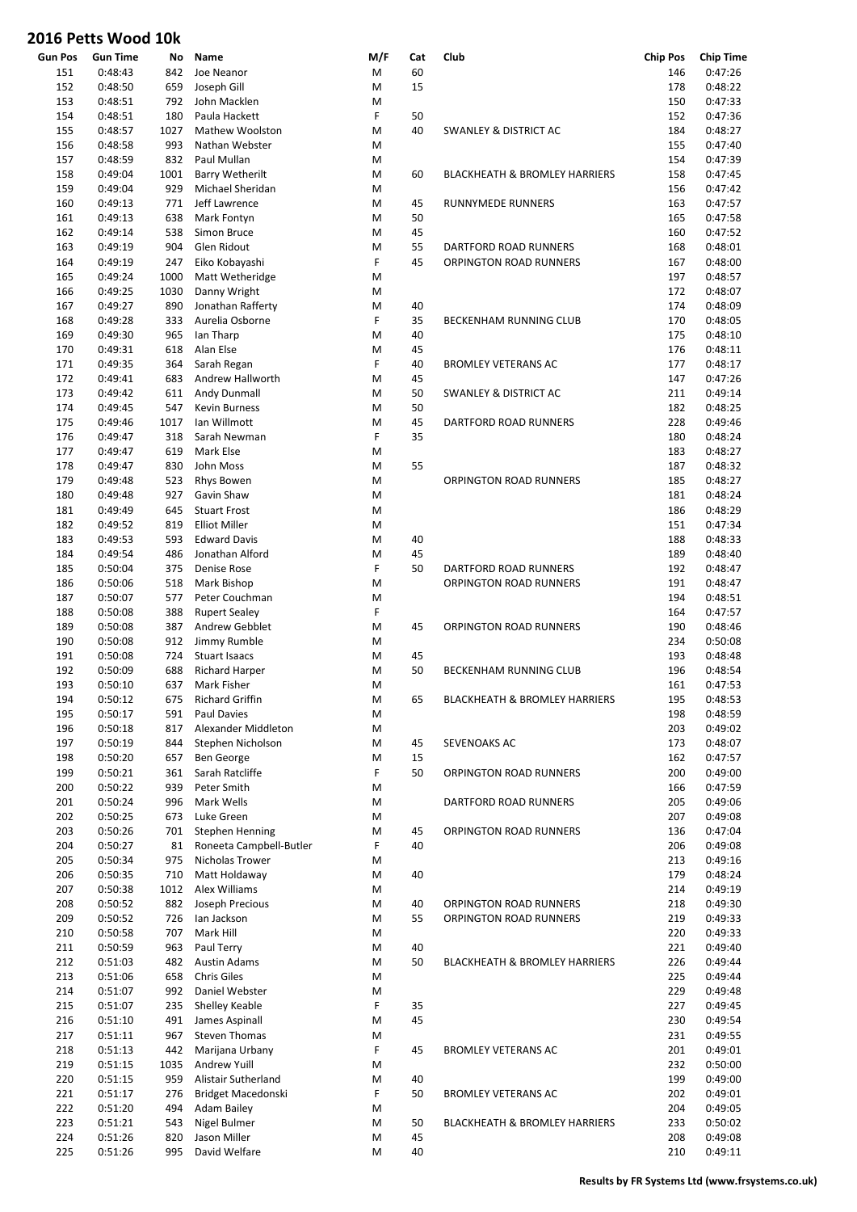# 2016 Petts Wood 10k

| Gun Pos | Gun Time | No | Name | M/F | Cat | Club | Chip Pos | Chip Time |
|---|---|---|---|---|---|---|---|---|
| 151 | 0:48:43 | 842 | Joe Neanor | M | 60 | | 146 | 0:47:26 |
| 152 | 0:48:50 | 659 | Joseph Gill | M | 15 | | 178 | 0:48:22 |
| 153 | 0:48:51 | 792 | John Macklen | M | | | 150 | 0:47:33 |
| 154 | 0:48:51 | 180 | Paula Hackett | F | 50 | | 152 | 0:47:36 |
| 155 | 0:48:57 | 1027 | Mathew Woolston | M | 40 | SWANLEY & DISTRICT AC | 184 | 0:48:27 |
| 156 | 0:48:58 | 993 | Nathan Webster | M | | | 155 | 0:47:40 |
| 157 | 0:48:59 | 832 | Paul Mullan | M | | | 154 | 0:47:39 |
| 158 | 0:49:04 | 1001 | Barry Wetherilt | M | 60 | BLACKHEATH & BROMLEY HARRIERS | 158 | 0:47:45 |
| 159 | 0:49:04 | 929 | Michael Sheridan | M | | | 156 | 0:47:42 |
| 160 | 0:49:13 | 771 | Jeff Lawrence | M | 45 | RUNNYMEDE RUNNERS | 163 | 0:47:57 |
| 161 | 0:49:13 | 638 | Mark Fontyn | M | 50 | | 165 | 0:47:58 |
| 162 | 0:49:14 | 538 | Simon Bruce | M | 45 | | 160 | 0:47:52 |
| 163 | 0:49:19 | 904 | Glen Ridout | M | 55 | DARTFORD ROAD RUNNERS | 168 | 0:48:01 |
| 164 | 0:49:19 | 247 | Eiko Kobayashi | F | 45 | ORPINGTON ROAD RUNNERS | 167 | 0:48:00 |
| 165 | 0:49:24 | 1000 | Matt Wetheridge | M | | | 197 | 0:48:57 |
| 166 | 0:49:25 | 1030 | Danny Wright | M | | | 172 | 0:48:07 |
| 167 | 0:49:27 | 890 | Jonathan Rafferty | M | 40 | | 174 | 0:48:09 |
| 168 | 0:49:28 | 333 | Aurelia Osborne | F | 35 | BECKENHAM RUNNING CLUB | 170 | 0:48:05 |
| 169 | 0:49:30 | 965 | Ian Tharp | M | 40 | | 175 | 0:48:10 |
| 170 | 0:49:31 | 618 | Alan Else | M | 45 | | 176 | 0:48:11 |
| 171 | 0:49:35 | 364 | Sarah Regan | F | 40 | BROMLEY VETERANS AC | 177 | 0:48:17 |
| 172 | 0:49:41 | 683 | Andrew Hallworth | M | 45 | | 147 | 0:47:26 |
| 173 | 0:49:42 | 611 | Andy Dunmall | M | 50 | SWANLEY & DISTRICT AC | 211 | 0:49:14 |
| 174 | 0:49:45 | 547 | Kevin Burness | M | 50 | | 182 | 0:48:25 |
| 175 | 0:49:46 | 1017 | Ian Willmott | M | 45 | DARTFORD ROAD RUNNERS | 228 | 0:49:46 |
| 176 | 0:49:47 | 318 | Sarah Newman | F | 35 | | 180 | 0:48:24 |
| 177 | 0:49:47 | 619 | Mark Else | M | | | 183 | 0:48:27 |
| 178 | 0:49:47 | 830 | John Moss | M | 55 | | 187 | 0:48:32 |
| 179 | 0:49:48 | 523 | Rhys Bowen | M | | ORPINGTON ROAD RUNNERS | 185 | 0:48:27 |
| 180 | 0:49:48 | 927 | Gavin Shaw | M | | | 181 | 0:48:24 |
| 181 | 0:49:49 | 645 | Stuart Frost | M | | | 186 | 0:48:29 |
| 182 | 0:49:52 | 819 | Elliot Miller | M | | | 151 | 0:47:34 |
| 183 | 0:49:53 | 593 | Edward Davis | M | 40 | | 188 | 0:48:33 |
| 184 | 0:49:54 | 486 | Jonathan Alford | M | 45 | | 189 | 0:48:40 |
| 185 | 0:50:04 | 375 | Denise Rose | F | 50 | DARTFORD ROAD RUNNERS | 192 | 0:48:47 |
| 186 | 0:50:06 | 518 | Mark Bishop | M | | ORPINGTON ROAD RUNNERS | 191 | 0:48:47 |
| 187 | 0:50:07 | 577 | Peter Couchman | M | | | 194 | 0:48:51 |
| 188 | 0:50:08 | 388 | Rupert Sealey | F | | | 164 | 0:47:57 |
| 189 | 0:50:08 | 387 | Andrew Gebblet | M | 45 | ORPINGTON ROAD RUNNERS | 190 | 0:48:46 |
| 190 | 0:50:08 | 912 | Jimmy Rumble | M | | | 234 | 0:50:08 |
| 191 | 0:50:08 | 724 | Stuart Isaacs | M | 45 | | 193 | 0:48:48 |
| 192 | 0:50:09 | 688 | Richard Harper | M | 50 | BECKENHAM RUNNING CLUB | 196 | 0:48:54 |
| 193 | 0:50:10 | 637 | Mark Fisher | M | | | 161 | 0:47:53 |
| 194 | 0:50:12 | 675 | Richard Griffin | M | 65 | BLACKHEATH & BROMLEY HARRIERS | 195 | 0:48:53 |
| 195 | 0:50:17 | 591 | Paul Davies | M | | | 198 | 0:48:59 |
| 196 | 0:50:18 | 817 | Alexander Middleton | M | | | 203 | 0:49:02 |
| 197 | 0:50:19 | 844 | Stephen Nicholson | M | 45 | SEVENOAKS AC | 173 | 0:48:07 |
| 198 | 0:50:20 | 657 | Ben George | M | 15 | | 162 | 0:47:57 |
| 199 | 0:50:21 | 361 | Sarah Ratcliffe | F | 50 | ORPINGTON ROAD RUNNERS | 200 | 0:49:00 |
| 200 | 0:50:22 | 939 | Peter Smith | M | | | 166 | 0:47:59 |
| 201 | 0:50:24 | 996 | Mark Wells | M | | DARTFORD ROAD RUNNERS | 205 | 0:49:06 |
| 202 | 0:50:25 | 673 | Luke Green | M | | | 207 | 0:49:08 |
| 203 | 0:50:26 | 701 | Stephen Henning | M | 45 | ORPINGTON ROAD RUNNERS | 136 | 0:47:04 |
| 204 | 0:50:27 | 81 | Roneeta Campbell-Butler | F | 40 | | 206 | 0:49:08 |
| 205 | 0:50:34 | 975 | Nicholas Trower | M | | | 213 | 0:49:16 |
| 206 | 0:50:35 | 710 | Matt Holdaway | M | 40 | | 179 | 0:48:24 |
| 207 | 0:50:38 | 1012 | Alex Williams | M | | | 214 | 0:49:19 |
| 208 | 0:50:52 | 882 | Joseph Precious | M | 40 | ORPINGTON ROAD RUNNERS | 218 | 0:49:30 |
| 209 | 0:50:52 | 726 | Ian Jackson | M | 55 | ORPINGTON ROAD RUNNERS | 219 | 0:49:33 |
| 210 | 0:50:58 | 707 | Mark Hill | M | | | 220 | 0:49:33 |
| 211 | 0:50:59 | 963 | Paul Terry | M | 40 | | 221 | 0:49:40 |
| 212 | 0:51:03 | 482 | Austin Adams | M | 50 | BLACKHEATH & BROMLEY HARRIERS | 226 | 0:49:44 |
| 213 | 0:51:06 | 658 | Chris Giles | M | | | 225 | 0:49:44 |
| 214 | 0:51:07 | 992 | Daniel Webster | M | | | 229 | 0:49:48 |
| 215 | 0:51:07 | 235 | Shelley Keable | F | 35 | | 227 | 0:49:45 |
| 216 | 0:51:10 | 491 | James Aspinall | M | 45 | | 230 | 0:49:54 |
| 217 | 0:51:11 | 967 | Steven Thomas | M | | | 231 | 0:49:55 |
| 218 | 0:51:13 | 442 | Marijana Urbany | F | 45 | BROMLEY VETERANS AC | 201 | 0:49:01 |
| 219 | 0:51:15 | 1035 | Andrew Yuill | M | | | 232 | 0:50:00 |
| 220 | 0:51:15 | 959 | Alistair Sutherland | M | 40 | | 199 | 0:49:00 |
| 221 | 0:51:17 | 276 | Bridget Macedonski | F | 50 | BROMLEY VETERANS AC | 202 | 0:49:01 |
| 222 | 0:51:20 | 494 | Adam Bailey | M | | | 204 | 0:49:05 |
| 223 | 0:51:21 | 543 | Nigel Bulmer | M | 50 | BLACKHEATH & BROMLEY HARRIERS | 233 | 0:50:02 |
| 224 | 0:51:26 | 820 | Jason Miller | M | 45 | | 208 | 0:49:08 |
| 225 | 0:51:26 | 995 | David Welfare | M | 40 | | 210 | 0:49:11 |

**Results by FR Systems Ltd (www.frsystems.co.uk)**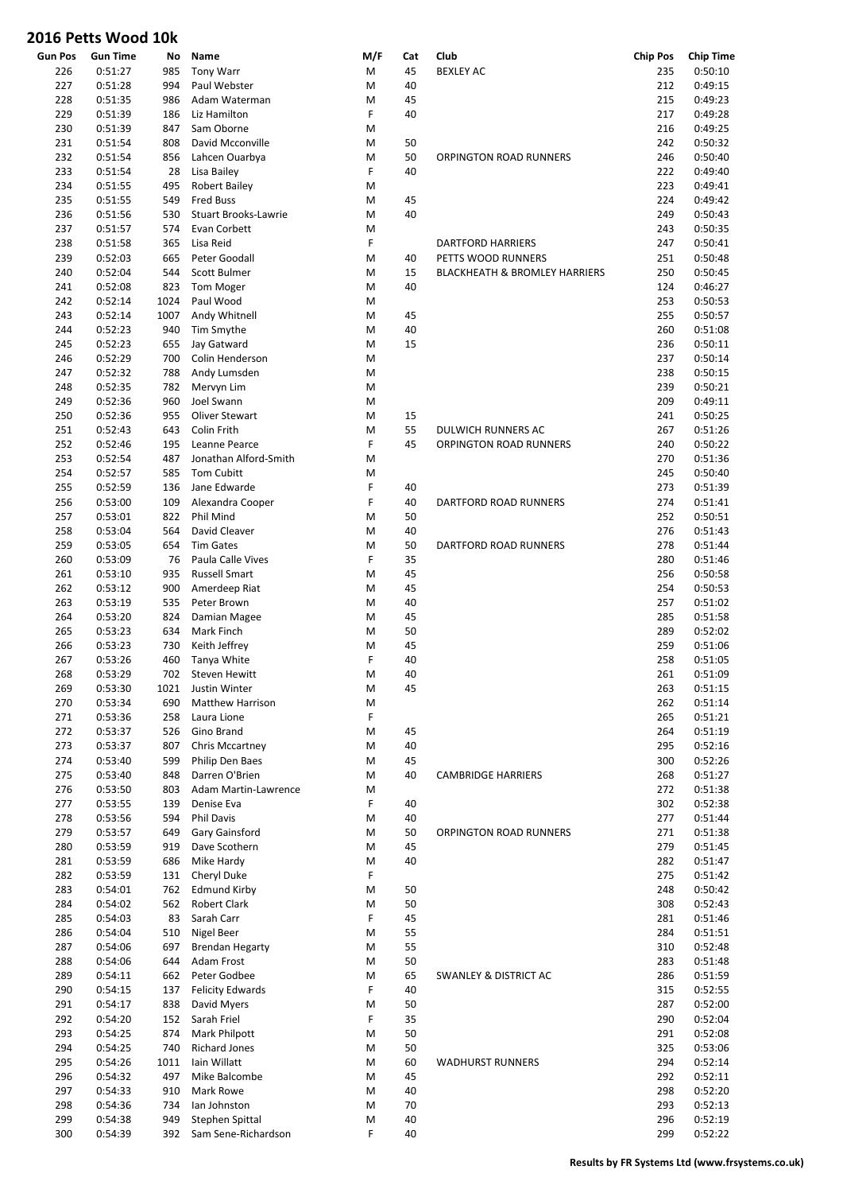# 2016 Petts Wood 10k

| Gun Pos | Gun Time | No | Name | M/F | Cat | Club | Chip Pos | Chip Time |
|---|---|---|---|---|---|---|---|---|
| 226 | 0:51:27 | 985 | Tony Warr | M | 45 | BEXLEY AC | 235 | 0:50:10 |
| 227 | 0:51:28 | 994 | Paul Webster | M | 40 | | 212 | 0:49:15 |
| 228 | 0:51:35 | 986 | Adam Waterman | M | 45 | | 215 | 0:49:23 |
| 229 | 0:51:39 | 186 | Liz Hamilton | F | 40 | | 217 | 0:49:28 |
| 230 | 0:51:39 | 847 | Sam Oborne | M | | | 216 | 0:49:25 |
| 231 | 0:51:54 | 808 | David Mcconville | M | 50 | | 242 | 0:50:32 |
| 232 | 0:51:54 | 856 | Lahcen Ouarbya | M | 50 | ORPINGTON ROAD RUNNERS | 246 | 0:50:40 |
| 233 | 0:51:54 | 28 | Lisa Bailey | F | 40 | | 222 | 0:49:40 |
| 234 | 0:51:55 | 495 | Robert Bailey | M | | | 223 | 0:49:41 |
| 235 | 0:51:55 | 549 | Fred Buss | M | 45 | | 224 | 0:49:42 |
| 236 | 0:51:56 | 530 | Stuart Brooks-Lawrie | M | 40 | | 249 | 0:50:43 |
| 237 | 0:51:57 | 574 | Evan Corbett | M | | | 243 | 0:50:35 |
| 238 | 0:51:58 | 365 | Lisa Reid | F | | DARTFORD HARRIERS | 247 | 0:50:41 |
| 239 | 0:52:03 | 665 | Peter Goodall | M | 40 | PETTS WOOD RUNNERS | 251 | 0:50:48 |
| 240 | 0:52:04 | 544 | Scott Bulmer | M | 15 | BLACKHEATH & BROMLEY HARRIERS | 250 | 0:50:45 |
| 241 | 0:52:08 | 823 | Tom Moger | M | 40 | | 124 | 0:46:27 |
| 242 | 0:52:14 | 1024 | Paul Wood | M | | | 253 | 0:50:53 |
| 243 | 0:52:14 | 1007 | Andy Whitnell | M | 45 | | 255 | 0:50:57 |
| 244 | 0:52:23 | 940 | Tim Smythe | M | 40 | | 260 | 0:51:08 |
| 245 | 0:52:23 | 655 | Jay Gatward | M | 15 | | 236 | 0:50:11 |
| 246 | 0:52:29 | 700 | Colin Henderson | M | | | 237 | 0:50:14 |
| 247 | 0:52:32 | 788 | Andy Lumsden | M | | | 238 | 0:50:15 |
| 248 | 0:52:35 | 782 | Mervyn Lim | M | | | 239 | 0:50:21 |
| 249 | 0:52:36 | 960 | Joel Swann | M | | | 209 | 0:49:11 |
| 250 | 0:52:36 | 955 | Oliver Stewart | M | 15 | | 241 | 0:50:25 |
| 251 | 0:52:43 | 643 | Colin Frith | M | 55 | DULWICH RUNNERS AC | 267 | 0:51:26 |
| 252 | 0:52:46 | 195 | Leanne Pearce | F | 45 | ORPINGTON ROAD RUNNERS | 240 | 0:50:22 |
| 253 | 0:52:54 | 487 | Jonathan Alford-Smith | M | | | 270 | 0:51:36 |
| 254 | 0:52:57 | 585 | Tom Cubitt | M | | | 245 | 0:50:40 |
| 255 | 0:52:59 | 136 | Jane Edwarde | F | 40 | | 273 | 0:51:39 |
| 256 | 0:53:00 | 109 | Alexandra Cooper | F | 40 | DARTFORD ROAD RUNNERS | 274 | 0:51:41 |
| 257 | 0:53:01 | 822 | Phil Mind | M | 50 | | 252 | 0:50:51 |
| 258 | 0:53:04 | 564 | David Cleaver | M | 40 | | 276 | 0:51:43 |
| 259 | 0:53:05 | 654 | Tim Gates | M | 50 | DARTFORD ROAD RUNNERS | 278 | 0:51:44 |
| 260 | 0:53:09 | 76 | Paula Calle Vives | F | 35 | | 280 | 0:51:46 |
| 261 | 0:53:10 | 935 | Russell Smart | M | 45 | | 256 | 0:50:58 |
| 262 | 0:53:12 | 900 | Amerdeep Riat | M | 45 | | 254 | 0:50:53 |
| 263 | 0:53:19 | 535 | Peter Brown | M | 40 | | 257 | 0:51:02 |
| 264 | 0:53:20 | 824 | Damian Magee | M | 45 | | 285 | 0:51:58 |
| 265 | 0:53:23 | 634 | Mark Finch | M | 50 | | 289 | 0:52:02 |
| 266 | 0:53:23 | 730 | Keith Jeffrey | M | 45 | | 259 | 0:51:06 |
| 267 | 0:53:26 | 460 | Tanya White | F | 40 | | 258 | 0:51:05 |
| 268 | 0:53:29 | 702 | Steven Hewitt | M | 40 | | 261 | 0:51:09 |
| 269 | 0:53:30 | 1021 | Justin Winter | M | 45 | | 263 | 0:51:15 |
| 270 | 0:53:34 | 690 | Matthew Harrison | M | | | 262 | 0:51:14 |
| 271 | 0:53:36 | 258 | Laura Lione | F | | | 265 | 0:51:21 |
| 272 | 0:53:37 | 526 | Gino Brand | M | 45 | | 264 | 0:51:19 |
| 273 | 0:53:37 | 807 | Chris Mccartney | M | 40 | | 295 | 0:52:16 |
| 274 | 0:53:40 | 599 | Philip Den Baes | M | 45 | | 300 | 0:52:26 |
| 275 | 0:53:40 | 848 | Darren O'Brien | M | 40 | CAMBRIDGE HARRIERS | 268 | 0:51:27 |
| 276 | 0:53:50 | 803 | Adam Martin-Lawrence | M | | | 272 | 0:51:38 |
| 277 | 0:53:55 | 139 | Denise Eva | F | 40 | | 302 | 0:52:38 |
| 278 | 0:53:56 | 594 | Phil Davis | M | 40 | | 277 | 0:51:44 |
| 279 | 0:53:57 | 649 | Gary Gainsford | M | 50 | ORPINGTON ROAD RUNNERS | 271 | 0:51:38 |
| 280 | 0:53:59 | 919 | Dave Scothern | M | 45 | | 279 | 0:51:45 |
| 281 | 0:53:59 | 686 | Mike Hardy | M | 40 | | 282 | 0:51:47 |
| 282 | 0:53:59 | 131 | Cheryl Duke | F | | | 275 | 0:51:42 |
| 283 | 0:54:01 | 762 | Edmund Kirby | M | 50 | | 248 | 0:50:42 |
| 284 | 0:54:02 | 562 | Robert Clark | M | 50 | | 308 | 0:52:43 |
| 285 | 0:54:03 | 83 | Sarah Carr | F | 45 | | 281 | 0:51:46 |
| 286 | 0:54:04 | 510 | Nigel Beer | M | 55 | | 284 | 0:51:51 |
| 287 | 0:54:06 | 697 | Brendan Hegarty | M | 55 | | 310 | 0:52:48 |
| 288 | 0:54:06 | 644 | Adam Frost | M | 50 | | 283 | 0:51:48 |
| 289 | 0:54:11 | 662 | Peter Godbee | M | 65 | SWANLEY & DISTRICT AC | 286 | 0:51:59 |
| 290 | 0:54:15 | 137 | Felicity Edwards | F | 40 | | 315 | 0:52:55 |
| 291 | 0:54:17 | 838 | David Myers | M | 50 | | 287 | 0:52:00 |
| 292 | 0:54:20 | 152 | Sarah Friel | F | 35 | | 290 | 0:52:04 |
| 293 | 0:54:25 | 874 | Mark Philpott | M | 50 | | 291 | 0:52:08 |
| 294 | 0:54:25 | 740 | Richard Jones | M | 50 | | 325 | 0:53:06 |
| 295 | 0:54:26 | 1011 | Iain Willatt | M | 60 | WADHURST RUNNERS | 294 | 0:52:14 |
| 296 | 0:54:32 | 497 | Mike Balcombe | M | 45 | | 292 | 0:52:11 |
| 297 | 0:54:33 | 910 | Mark Rowe | M | 40 | | 298 | 0:52:20 |
| 298 | 0:54:36 | 734 | Ian Johnston | M | 70 | | 293 | 0:52:13 |
| 299 | 0:54:38 | 949 | Stephen Spittal | M | 40 | | 296 | 0:52:19 |
| 300 | 0:54:39 | 392 | Sam Sene-Richardson | F | 40 | | 299 | 0:52:22 |

**Results by FR Systems Ltd (www.frsystems.co.uk)**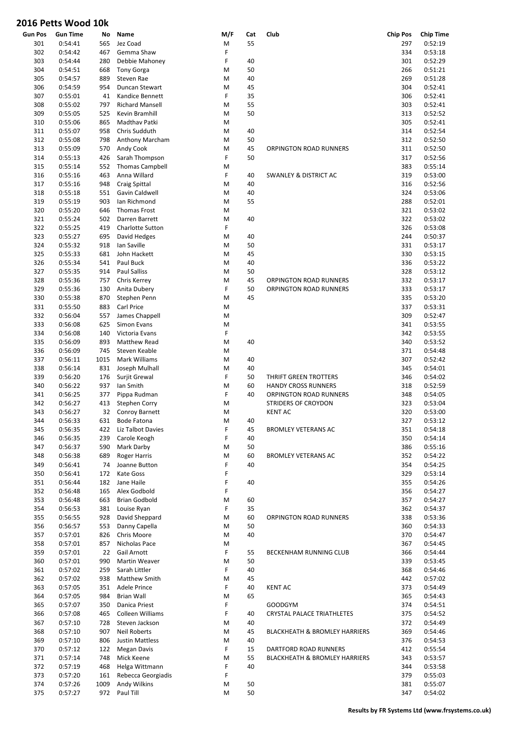# 2016 Petts Wood 10k

| Gun Pos | Gun Time | No | Name | M/F | Cat | Club | Chip Pos | Chip Time |
|---|---|---|---|---|---|---|---|---|
| 301 | 0:54:41 | 565 | Jez Coad | M | 55 | | 297 | 0:52:19 |
| 302 | 0:54:42 | 467 | Gemma Shaw | F | | | 334 | 0:53:18 |
| 303 | 0:54:44 | 280 | Debbie Mahoney | F | 40 | | 301 | 0:52:29 |
| 304 | 0:54:51 | 668 | Tony Gorga | M | 50 | | 266 | 0:51:21 |
| 305 | 0:54:57 | 889 | Steven Rae | M | 40 | | 269 | 0:51:28 |
| 306 | 0:54:59 | 954 | Duncan Stewart | M | 45 | | 304 | 0:52:41 |
| 307 | 0:55:01 | 41 | Kandice Bennett | F | 35 | | 306 | 0:52:41 |
| 308 | 0:55:02 | 797 | Richard Mansell | M | 55 | | 303 | 0:52:41 |
| 309 | 0:55:05 | 525 | Kevin Bramhill | M | 50 | | 313 | 0:52:52 |
| 310 | 0:55:06 | 865 | Madthav Patki | M | | | 305 | 0:52:41 |
| 311 | 0:55:07 | 958 | Chris Sudduth | M | 40 | | 314 | 0:52:54 |
| 312 | 0:55:08 | 798 | Anthony Marcham | M | 50 | | 312 | 0:52:50 |
| 313 | 0:55:09 | 570 | Andy Cook | M | 45 | ORPINGTON ROAD RUNNERS | 311 | 0:52:50 |
| 314 | 0:55:13 | 426 | Sarah Thompson | F | 50 | | 317 | 0:52:56 |
| 315 | 0:55:14 | 552 | Thomas Campbell | M | | | 383 | 0:55:14 |
| 316 | 0:55:16 | 463 | Anna Willard | F | 40 | SWANLEY & DISTRICT AC | 319 | 0:53:00 |
| 317 | 0:55:16 | 948 | Craig Spittal | M | 40 | | 316 | 0:52:56 |
| 318 | 0:55:18 | 551 | Gavin Caldwell | M | 40 | | 324 | 0:53:06 |
| 319 | 0:55:19 | 903 | Ian Richmond | M | 55 | | 288 | 0:52:01 |
| 320 | 0:55:20 | 646 | Thomas Frost | M | | | 321 | 0:53:02 |
| 321 | 0:55:24 | 502 | Darren Barrett | M | 40 | | 322 | 0:53:02 |
| 322 | 0:55:25 | 419 | Charlotte Sutton | F | | | 326 | 0:53:08 |
| 323 | 0:55:27 | 695 | David Hedges | M | 40 | | 244 | 0:50:37 |
| 324 | 0:55:32 | 918 | Ian Saville | M | 50 | | 331 | 0:53:17 |
| 325 | 0:55:33 | 681 | John Hackett | M | 45 | | 330 | 0:53:15 |
| 326 | 0:55:34 | 541 | Paul Buck | M | 40 | | 336 | 0:53:22 |
| 327 | 0:55:35 | 914 | Paul Salliss | M | 50 | | 328 | 0:53:12 |
| 328 | 0:55:36 | 757 | Chris Kerrey | M | 45 | ORPINGTON ROAD RUNNERS | 332 | 0:53:17 |
| 329 | 0:55:36 | 130 | Anita Dubery | F | 50 | ORPINGTON ROAD RUNNERS | 333 | 0:53:17 |
| 330 | 0:55:38 | 870 | Stephen Penn | M | 45 | | 335 | 0:53:20 |
| 331 | 0:55:50 | 883 | Carl Price | M | | | 337 | 0:53:31 |
| 332 | 0:56:04 | 557 | James Chappell | M | | | 309 | 0:52:47 |
| 333 | 0:56:08 | 625 | Simon Evans | M | | | 341 | 0:53:55 |
| 334 | 0:56:08 | 140 | Victoria Evans | F | | | 342 | 0:53:55 |
| 335 | 0:56:09 | 893 | Matthew Read | M | 40 | | 340 | 0:53:52 |
| 336 | 0:56:09 | 745 | Steven Keable | M | | | 371 | 0:54:48 |
| 337 | 0:56:11 | 1015 | Mark Williams | M | 40 | | 307 | 0:52:42 |
| 338 | 0:56:14 | 831 | Joseph Mulhall | M | 40 | | 345 | 0:54:01 |
| 339 | 0:56:20 | 176 | Surjit Grewal | F | 50 | THRIFT GREEN TROTTERS | 346 | 0:54:02 |
| 340 | 0:56:22 | 937 | Ian Smith | M | 60 | HANDY CROSS RUNNERS | 318 | 0:52:59 |
| 341 | 0:56:25 | 377 | Pippa Rudman | F | 40 | ORPINGTON ROAD RUNNERS | 348 | 0:54:05 |
| 342 | 0:56:27 | 413 | Stephen Corry | M | | STRIDERS OF CROYDON | 323 | 0:53:04 |
| 343 | 0:56:27 | 32 | Conroy Barnett | M | | KENT AC | 320 | 0:53:00 |
| 344 | 0:56:33 | 631 | Bode Fatona | M | 40 | | 327 | 0:53:12 |
| 345 | 0:56:35 | 422 | Liz Talbot Davies | F | 45 | BROMLEY VETERANS AC | 351 | 0:54:18 |
| 346 | 0:56:35 | 239 | Carole Keogh | F | 40 | | 350 | 0:54:14 |
| 347 | 0:56:37 | 590 | Mark Darby | M | 50 | | 386 | 0:55:16 |
| 348 | 0:56:38 | 689 | Roger Harris | M | 60 | BROMLEY VETERANS AC | 352 | 0:54:22 |
| 349 | 0:56:41 | 74 | Joanne Button | F | 40 | | 354 | 0:54:25 |
| 350 | 0:56:41 | 172 | Kate Goss | F | | | 329 | 0:53:14 |
| 351 | 0:56:44 | 182 | Jane Haile | F | 40 | | 355 | 0:54:26 |
| 352 | 0:56:48 | 165 | Alex Godbold | F | | | 356 | 0:54:27 |
| 353 | 0:56:48 | 663 | Brian Godbold | M | 60 | | 357 | 0:54:27 |
| 354 | 0:56:53 | 381 | Louise Ryan | F | 35 | | 362 | 0:54:37 |
| 355 | 0:56:55 | 928 | David Sheppard | M | 60 | ORPINGTON ROAD RUNNERS | 338 | 0:53:36 |
| 356 | 0:56:57 | 553 | Danny Capella | M | 50 | | 360 | 0:54:33 |
| 357 | 0:57:01 | 826 | Chris Moore | M | 40 | | 370 | 0:54:47 |
| 358 | 0:57:01 | 857 | Nicholas Pace | M | | | 367 | 0:54:45 |
| 359 | 0:57:01 | 22 | Gail Arnott | F | 55 | BECKENHAM RUNNING CLUB | 366 | 0:54:44 |
| 360 | 0:57:01 | 990 | Martin Weaver | M | 50 | | 339 | 0:53:45 |
| 361 | 0:57:02 | 259 | Sarah Littler | F | 40 | | 368 | 0:54:46 |
| 362 | 0:57:02 | 938 | Matthew Smith | M | 45 | | 442 | 0:57:02 |
| 363 | 0:57:05 | 351 | Adele Prince | F | 40 | KENT AC | 373 | 0:54:49 |
| 364 | 0:57:05 | 984 | Brian Wall | M | 65 | | 365 | 0:54:43 |
| 365 | 0:57:07 | 350 | Danica Priest | F | | GOODGYM | 374 | 0:54:51 |
| 366 | 0:57:08 | 465 | Colleen Williams | F | 40 | CRYSTAL PALACE TRIATHLETES | 375 | 0:54:52 |
| 367 | 0:57:10 | 728 | Steven Jackson | M | 40 | | 372 | 0:54:49 |
| 368 | 0:57:10 | 907 | Neil Roberts | M | 45 | BLACKHEATH & BROMLEY HARRIERS | 369 | 0:54:46 |
| 369 | 0:57:10 | 806 | Justin Mattless | M | 40 | | 376 | 0:54:53 |
| 370 | 0:57:12 | 122 | Megan Davis | F | 15 | DARTFORD ROAD RUNNERS | 412 | 0:55:54 |
| 371 | 0:57:14 | 748 | Mick Keene | M | 55 | BLACKHEATH & BROMLEY HARRIERS | 343 | 0:53:57 |
| 372 | 0:57:19 | 468 | Helga Wittmann | F | 40 | | 344 | 0:53:58 |
| 373 | 0:57:20 | 161 | Rebecca Georgiadis | F | | | 379 | 0:55:03 |
| 374 | 0:57:26 | 1009 | Andy Wilkins | M | 50 | | 381 | 0:55:07 |
| 375 | 0:57:27 | 972 | Paul Till | M | 50 | | 347 | 0:54:02 |

**Results by FR Systems Ltd (www.frsystems.co.uk)**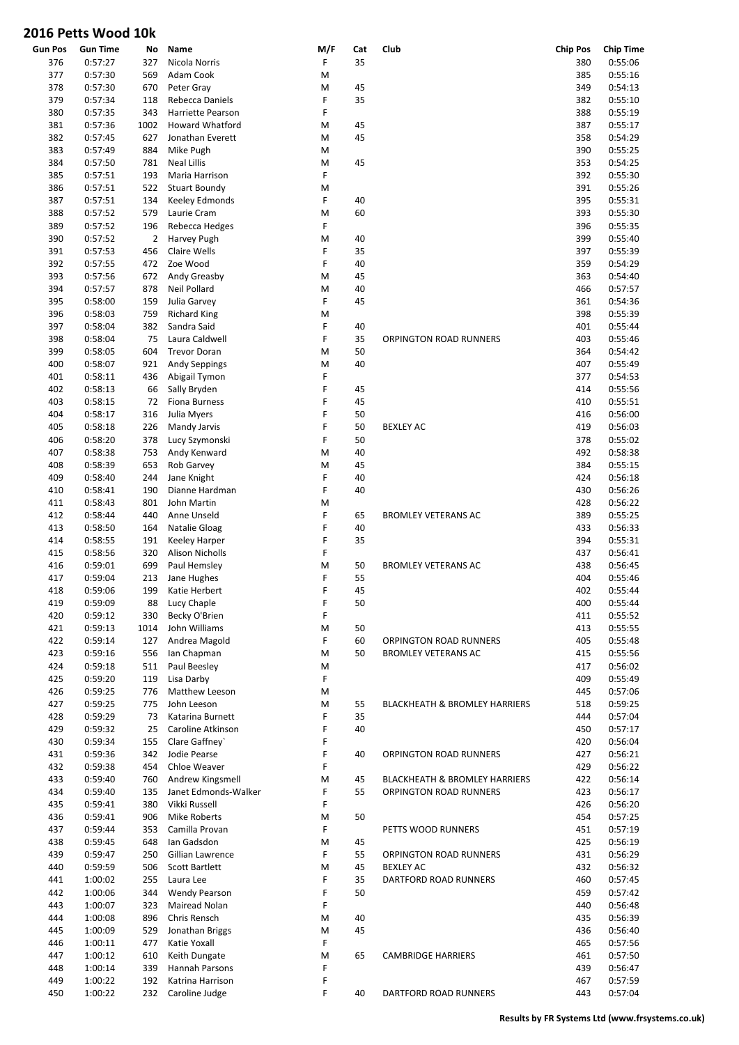# 2016 Petts Wood 10k

| Gun Pos | Gun Time | No | Name | M/F | Cat | Club | Chip Pos | Chip Time |
|---|---|---|---|---|---|---|---|---|
| 376 | 0:57:27 | 327 | Nicola Norris | F | 35 | | 380 | 0:55:06 |
| 377 | 0:57:30 | 569 | Adam Cook | M | | | 385 | 0:55:16 |
| 378 | 0:57:30 | 670 | Peter Gray | M | 45 | | 349 | 0:54:13 |
| 379 | 0:57:34 | 118 | Rebecca Daniels | F | 35 | | 382 | 0:55:10 |
| 380 | 0:57:35 | 343 | Harriette Pearson | F | | | 388 | 0:55:19 |
| 381 | 0:57:36 | 1002 | Howard Whatford | M | 45 | | 387 | 0:55:17 |
| 382 | 0:57:45 | 627 | Jonathan Everett | M | 45 | | 358 | 0:54:29 |
| 383 | 0:57:49 | 884 | Mike Pugh | M | | | 390 | 0:55:25 |
| 384 | 0:57:50 | 781 | Neal Lillis | M | 45 | | 353 | 0:54:25 |
| 385 | 0:57:51 | 193 | Maria Harrison | F | | | 392 | 0:55:30 |
| 386 | 0:57:51 | 522 | Stuart Boundy | M | | | 391 | 0:55:26 |
| 387 | 0:57:51 | 134 | Keeley Edmonds | F | 40 | | 395 | 0:55:31 |
| 388 | 0:57:52 | 579 | Laurie Cram | M | 60 | | 393 | 0:55:30 |
| 389 | 0:57:52 | 196 | Rebecca Hedges | F | | | 396 | 0:55:35 |
| 390 | 0:57:52 | 2 | Harvey Pugh | M | 40 | | 399 | 0:55:40 |
| 391 | 0:57:53 | 456 | Claire Wells | F | 35 | | 397 | 0:55:39 |
| 392 | 0:57:55 | 472 | Zoe Wood | F | 40 | | 359 | 0:54:29 |
| 393 | 0:57:56 | 672 | Andy Greasby | M | 45 | | 363 | 0:54:40 |
| 394 | 0:57:57 | 878 | Neil Pollard | M | 40 | | 466 | 0:57:57 |
| 395 | 0:58:00 | 159 | Julia Garvey | F | 45 | | 361 | 0:54:36 |
| 396 | 0:58:03 | 759 | Richard King | M | | | 398 | 0:55:39 |
| 397 | 0:58:04 | 382 | Sandra Said | F | 40 | | 401 | 0:55:44 |
| 398 | 0:58:04 | 75 | Laura Caldwell | F | 35 | ORPINGTON ROAD RUNNERS | 403 | 0:55:46 |
| 399 | 0:58:05 | 604 | Trevor Doran | M | 50 | | 364 | 0:54:42 |
| 400 | 0:58:07 | 921 | Andy Seppings | M | 40 | | 407 | 0:55:49 |
| 401 | 0:58:11 | 436 | Abigail Tymon | F | | | 377 | 0:54:53 |
| 402 | 0:58:13 | 66 | Sally Bryden | F | 45 | | 414 | 0:55:56 |
| 403 | 0:58:15 | 72 | Fiona Burness | F | 45 | | 410 | 0:55:51 |
| 404 | 0:58:17 | 316 | Julia Myers | F | 50 | | 416 | 0:56:00 |
| 405 | 0:58:18 | 226 | Mandy Jarvis | F | 50 | BEXLEY AC | 419 | 0:56:03 |
| 406 | 0:58:20 | 378 | Lucy Szymonski | F | 50 | | 378 | 0:55:02 |
| 407 | 0:58:38 | 753 | Andy Kenward | M | 40 | | 492 | 0:58:38 |
| 408 | 0:58:39 | 653 | Rob Garvey | M | 45 | | 384 | 0:55:15 |
| 409 | 0:58:40 | 244 | Jane Knight | F | 40 | | 424 | 0:56:18 |
| 410 | 0:58:41 | 190 | Dianne Hardman | F | 40 | | 430 | 0:56:26 |
| 411 | 0:58:43 | 801 | John Martin | M | | | 428 | 0:56:22 |
| 412 | 0:58:44 | 440 | Anne Unseld | F | 65 | BROMLEY VETERANS AC | 389 | 0:55:25 |
| 413 | 0:58:50 | 164 | Natalie Gloag | F | 40 | | 433 | 0:56:33 |
| 414 | 0:58:55 | 191 | Keeley Harper | F | 35 | | 394 | 0:55:31 |
| 415 | 0:58:56 | 320 | Alison Nicholls | F | | | 437 | 0:56:41 |
| 416 | 0:59:01 | 699 | Paul Hemsley | M | 50 | BROMLEY VETERANS AC | 438 | 0:56:45 |
| 417 | 0:59:04 | 213 | Jane Hughes | F | 55 | | 404 | 0:55:46 |
| 418 | 0:59:06 | 199 | Katie Herbert | F | 45 | | 402 | 0:55:44 |
| 419 | 0:59:09 | 88 | Lucy Chaple | F | 50 | | 400 | 0:55:44 |
| 420 | 0:59:12 | 330 | Becky O'Brien | F | | | 411 | 0:55:52 |
| 421 | 0:59:13 | 1014 | John Williams | M | 50 | | 413 | 0:55:55 |
| 422 | 0:59:14 | 127 | Andrea Magold | F | 60 | ORPINGTON ROAD RUNNERS | 405 | 0:55:48 |
| 423 | 0:59:16 | 556 | Ian Chapman | M | 50 | BROMLEY VETERANS AC | 415 | 0:55:56 |
| 424 | 0:59:18 | 511 | Paul Beesley | M | | | 417 | 0:56:02 |
| 425 | 0:59:20 | 119 | Lisa Darby | F | | | 409 | 0:55:49 |
| 426 | 0:59:25 | 776 | Matthew Leeson | M | | | 445 | 0:57:06 |
| 427 | 0:59:25 | 775 | John Leeson | M | 55 | BLACKHEATH & BROMLEY HARRIERS | 518 | 0:59:25 |
| 428 | 0:59:29 | 73 | Katarina Burnett | F | 35 | | 444 | 0:57:04 |
| 429 | 0:59:32 | 25 | Caroline Atkinson | F | 40 | | 450 | 0:57:17 |
| 430 | 0:59:34 | 155 | Clare Gaffney` | F | | | 420 | 0:56:04 |
| 431 | 0:59:36 | 342 | Jodie Pearse | F | 40 | ORPINGTON ROAD RUNNERS | 427 | 0:56:21 |
| 432 | 0:59:38 | 454 | Chloe Weaver | F | | | 429 | 0:56:22 |
| 433 | 0:59:40 | 760 | Andrew Kingsmell | M | 45 | BLACKHEATH & BROMLEY HARRIERS | 422 | 0:56:14 |
| 434 | 0:59:40 | 135 | Janet Edmonds-Walker | F | 55 | ORPINGTON ROAD RUNNERS | 423 | 0:56:17 |
| 435 | 0:59:41 | 380 | Vikki Russell | F | | | 426 | 0:56:20 |
| 436 | 0:59:41 | 906 | Mike Roberts | M | 50 | | 454 | 0:57:25 |
| 437 | 0:59:44 | 353 | Camilla Provan | F | | PETTS WOOD RUNNERS | 451 | 0:57:19 |
| 438 | 0:59:45 | 648 | Ian Gadsdon | M | 45 | | 425 | 0:56:19 |
| 439 | 0:59:47 | 250 | Gillian Lawrence | F | 55 | ORPINGTON ROAD RUNNERS | 431 | 0:56:29 |
| 440 | 0:59:59 | 506 | Scott Bartlett | M | 45 | BEXLEY AC | 432 | 0:56:32 |
| 441 | 1:00:02 | 255 | Laura Lee | F | 35 | DARTFORD ROAD RUNNERS | 460 | 0:57:45 |
| 442 | 1:00:06 | 344 | Wendy Pearson | F | 50 | | 459 | 0:57:42 |
| 443 | 1:00:07 | 323 | Mairead Nolan | F | | | 440 | 0:56:48 |
| 444 | 1:00:08 | 896 | Chris Rensch | M | 40 | | 435 | 0:56:39 |
| 445 | 1:00:09 | 529 | Jonathan Briggs | M | 45 | | 436 | 0:56:40 |
| 446 | 1:00:11 | 477 | Katie Yoxall | F | | | 465 | 0:57:56 |
| 447 | 1:00:12 | 610 | Keith Dungate | M | 65 | CAMBRIDGE HARRIERS | 461 | 0:57:50 |
| 448 | 1:00:14 | 339 | Hannah Parsons | F | | | 439 | 0:56:47 |
| 449 | 1:00:22 | 192 | Katrina Harrison | F | | | 467 | 0:57:59 |
| 450 | 1:00:22 | 232 | Caroline Judge | F | 40 | DARTFORD ROAD RUNNERS | 443 | 0:57:04 |

**Results by FR Systems Ltd (www.frsystems.co.uk)**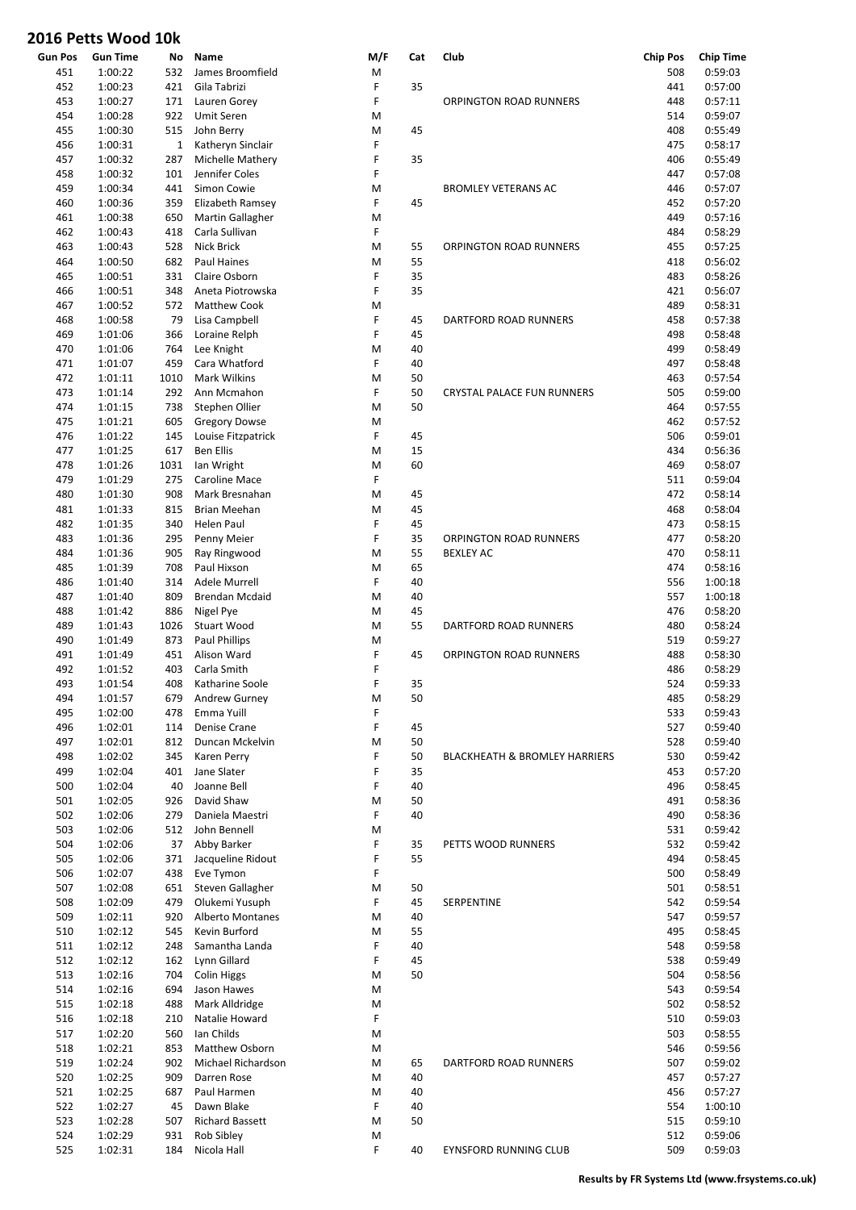# 2016 Petts Wood 10k

| Gun Pos | Gun Time | No | Name | M/F | Cat | Club | Chip Pos | Chip Time |
|---|---|---|---|---|---|---|---|---|
| 451 | 1:00:22 | 532 | James Broomfield | M | | | 508 | 0:59:03 |
| 452 | 1:00:23 | 421 | Gila Tabrizi | F | 35 | | 441 | 0:57:00 |
| 453 | 1:00:27 | 171 | Lauren Gorey | F | | ORPINGTON ROAD RUNNERS | 448 | 0:57:11 |
| 454 | 1:00:28 | 922 | Umit Seren | M | | | 514 | 0:59:07 |
| 455 | 1:00:30 | 515 | John Berry | M | 45 | | 408 | 0:55:49 |
| 456 | 1:00:31 | 1 | Katheryn Sinclair | F | | | 475 | 0:58:17 |
| 457 | 1:00:32 | 287 | Michelle Mathery | F | 35 | | 406 | 0:55:49 |
| 458 | 1:00:32 | 101 | Jennifer Coles | F | | | 447 | 0:57:08 |
| 459 | 1:00:34 | 441 | Simon Cowie | M | | BROMLEY VETERANS AC | 446 | 0:57:07 |
| 460 | 1:00:36 | 359 | Elizabeth Ramsey | F | 45 | | 452 | 0:57:20 |
| 461 | 1:00:38 | 650 | Martin Gallagher | M | | | 449 | 0:57:16 |
| 462 | 1:00:43 | 418 | Carla Sullivan | F | | | 484 | 0:58:29 |
| 463 | 1:00:43 | 528 | Nick Brick | M | 55 | ORPINGTON ROAD RUNNERS | 455 | 0:57:25 |
| 464 | 1:00:50 | 682 | Paul Haines | M | 55 | | 418 | 0:56:02 |
| 465 | 1:00:51 | 331 | Claire Osborn | F | 35 | | 483 | 0:58:26 |
| 466 | 1:00:51 | 348 | Aneta Piotrowska | F | 35 | | 421 | 0:56:07 |
| 467 | 1:00:52 | 572 | Matthew Cook | M | | | 489 | 0:58:31 |
| 468 | 1:00:58 | 79 | Lisa Campbell | F | 45 | DARTFORD ROAD RUNNERS | 458 | 0:57:38 |
| 469 | 1:01:06 | 366 | Loraine Relph | F | 45 | | 498 | 0:58:48 |
| 470 | 1:01:06 | 764 | Lee Knight | M | 40 | | 499 | 0:58:49 |
| 471 | 1:01:07 | 459 | Cara Whatford | F | 40 | | 497 | 0:58:48 |
| 472 | 1:01:11 | 1010 | Mark Wilkins | M | 50 | | 463 | 0:57:54 |
| 473 | 1:01:14 | 292 | Ann Mcmahon | F | 50 | CRYSTAL PALACE FUN RUNNERS | 505 | 0:59:00 |
| 474 | 1:01:15 | 738 | Stephen Ollier | M | 50 | | 464 | 0:57:55 |
| 475 | 1:01:21 | 605 | Gregory Dowse | M | | | 462 | 0:57:52 |
| 476 | 1:01:22 | 145 | Louise Fitzpatrick | F | 45 | | 506 | 0:59:01 |
| 477 | 1:01:25 | 617 | Ben Ellis | M | 15 | | 434 | 0:56:36 |
| 478 | 1:01:26 | 1031 | Ian Wright | M | 60 | | 469 | 0:58:07 |
| 479 | 1:01:29 | 275 | Caroline Mace | F | | | 511 | 0:59:04 |
| 480 | 1:01:30 | 908 | Mark Bresnahan | M | 45 | | 472 | 0:58:14 |
| 481 | 1:01:33 | 815 | Brian Meehan | M | 45 | | 468 | 0:58:04 |
| 482 | 1:01:35 | 340 | Helen Paul | F | 45 | | 473 | 0:58:15 |
| 483 | 1:01:36 | 295 | Penny Meier | F | 35 | ORPINGTON ROAD RUNNERS | 477 | 0:58:20 |
| 484 | 1:01:36 | 905 | Ray Ringwood | M | 55 | BEXLEY AC | 470 | 0:58:11 |
| 485 | 1:01:39 | 708 | Paul Hixson | M | 65 | | 474 | 0:58:16 |
| 486 | 1:01:40 | 314 | Adele Murrell | F | 40 | | 556 | 1:00:18 |
| 487 | 1:01:40 | 809 | Brendan Mcdaid | M | 40 | | 557 | 1:00:18 |
| 488 | 1:01:42 | 886 | Nigel Pye | M | 45 | | 476 | 0:58:20 |
| 489 | 1:01:43 | 1026 | Stuart Wood | M | 55 | DARTFORD ROAD RUNNERS | 480 | 0:58:24 |
| 490 | 1:01:49 | 873 | Paul Phillips | M | | | 519 | 0:59:27 |
| 491 | 1:01:49 | 451 | Alison Ward | F | 45 | ORPINGTON ROAD RUNNERS | 488 | 0:58:30 |
| 492 | 1:01:52 | 403 | Carla Smith | F | | | 486 | 0:58:29 |
| 493 | 1:01:54 | 408 | Katharine Soole | F | 35 | | 524 | 0:59:33 |
| 494 | 1:01:57 | 679 | Andrew Gurney | M | 50 | | 485 | 0:58:29 |
| 495 | 1:02:00 | 478 | Emma Yuill | F | | | 533 | 0:59:43 |
| 496 | 1:02:01 | 114 | Denise Crane | F | 45 | | 527 | 0:59:40 |
| 497 | 1:02:01 | 812 | Duncan Mckelvin | M | 50 | | 528 | 0:59:40 |
| 498 | 1:02:02 | 345 | Karen Perry | F | 50 | BLACKHEATH & BROMLEY HARRIERS | 530 | 0:59:42 |
| 499 | 1:02:04 | 401 | Jane Slater | F | 35 | | 453 | 0:57:20 |
| 500 | 1:02:04 | 40 | Joanne Bell | F | 40 | | 496 | 0:58:45 |
| 501 | 1:02:05 | 926 | David Shaw | M | 50 | | 491 | 0:58:36 |
| 502 | 1:02:06 | 279 | Daniela Maestri | F | 40 | | 490 | 0:58:36 |
| 503 | 1:02:06 | 512 | John Bennell | M | | | 531 | 0:59:42 |
| 504 | 1:02:06 | 37 | Abby Barker | F | 35 | PETTS WOOD RUNNERS | 532 | 0:59:42 |
| 505 | 1:02:06 | 371 | Jacqueline Ridout | F | 55 | | 494 | 0:58:45 |
| 506 | 1:02:07 | 438 | Eve Tymon | F | | | 500 | 0:58:49 |
| 507 | 1:02:08 | 651 | Steven Gallagher | M | 50 | | 501 | 0:58:51 |
| 508 | 1:02:09 | 479 | Olukemi Yusuph | F | 45 | SERPENTINE | 542 | 0:59:54 |
| 509 | 1:02:11 | 920 | Alberto Montanes | M | 40 | | 547 | 0:59:57 |
| 510 | 1:02:12 | 545 | Kevin Burford | M | 55 | | 495 | 0:58:45 |
| 511 | 1:02:12 | 248 | Samantha Landa | F | 40 | | 548 | 0:59:58 |
| 512 | 1:02:12 | 162 | Lynn Gillard | F | 45 | | 538 | 0:59:49 |
| 513 | 1:02:16 | 704 | Colin Higgs | M | 50 | | 504 | 0:58:56 |
| 514 | 1:02:16 | 694 | Jason Hawes | M | | | 543 | 0:59:54 |
| 515 | 1:02:18 | 488 | Mark Alldridge | M | | | 502 | 0:58:52 |
| 516 | 1:02:18 | 210 | Natalie Howard | F | | | 510 | 0:59:03 |
| 517 | 1:02:20 | 560 | Ian Childs | M | | | 503 | 0:58:55 |
| 518 | 1:02:21 | 853 | Matthew Osborn | M | | | 546 | 0:59:56 |
| 519 | 1:02:24 | 902 | Michael Richardson | M | 65 | DARTFORD ROAD RUNNERS | 507 | 0:59:02 |
| 520 | 1:02:25 | 909 | Darren Rose | M | 40 | | 457 | 0:57:27 |
| 521 | 1:02:25 | 687 | Paul Harmen | M | 40 | | 456 | 0:57:27 |
| 522 | 1:02:27 | 45 | Dawn Blake | F | 40 | | 554 | 1:00:10 |
| 523 | 1:02:28 | 507 | Richard Bassett | M | 50 | | 515 | 0:59:10 |
| 524 | 1:02:29 | 931 | Rob Sibley | M | | | 512 | 0:59:06 |
| 525 | 1:02:31 | 184 | Nicola Hall | F | 40 | EYNSFORD RUNNING CLUB | 509 | 0:59:03 |

**Results by FR Systems Ltd (www.frsystems.co.uk)**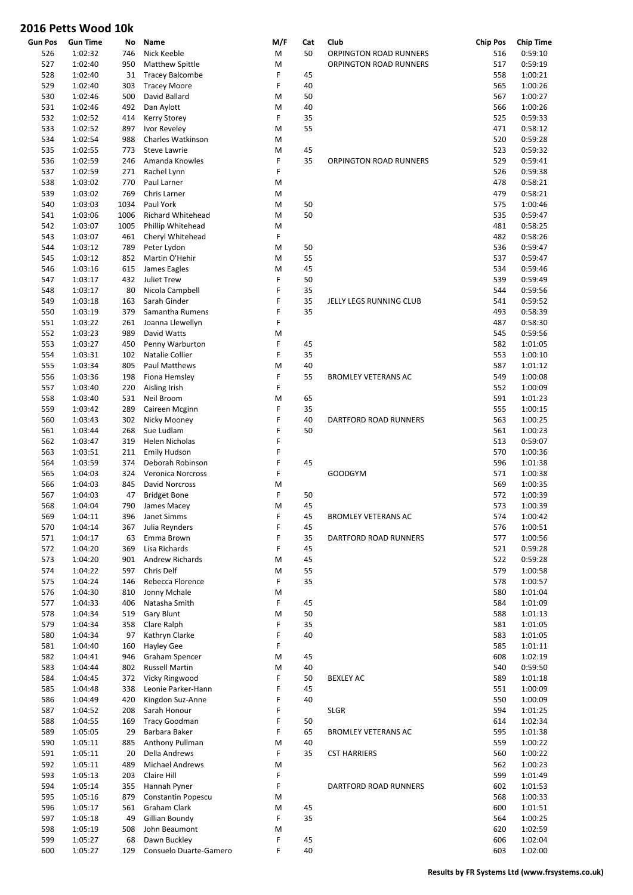# 2016 Petts Wood 10k

| Gun Pos | Gun Time | No | Name | M/F | Cat | Club | Chip Pos | Chip Time |
|---|---|---|---|---|---|---|---|---|
| 526 | 1:02:32 | 746 | Nick Keeble | M | 50 | ORPINGTON ROAD RUNNERS | 516 | 0:59:10 |
| 527 | 1:02:40 | 950 | Matthew Spittle | M | | ORPINGTON ROAD RUNNERS | 517 | 0:59:19 |
| 528 | 1:02:40 | 31 | Tracey Balcombe | F | 45 | | 558 | 1:00:21 |
| 529 | 1:02:40 | 303 | Tracey Moore | F | 40 | | 565 | 1:00:26 |
| 530 | 1:02:46 | 500 | David Ballard | M | 50 | | 567 | 1:00:27 |
| 531 | 1:02:46 | 492 | Dan Aylott | M | 40 | | 566 | 1:00:26 |
| 532 | 1:02:52 | 414 | Kerry Storey | F | 35 | | 525 | 0:59:33 |
| 533 | 1:02:52 | 897 | Ivor Reveley | M | 55 | | 471 | 0:58:12 |
| 534 | 1:02:54 | 988 | Charles Watkinson | M | | | 520 | 0:59:28 |
| 535 | 1:02:55 | 773 | Steve Lawrie | M | 45 | | 523 | 0:59:32 |
| 536 | 1:02:59 | 246 | Amanda Knowles | F | 35 | ORPINGTON ROAD RUNNERS | 529 | 0:59:41 |
| 537 | 1:02:59 | 271 | Rachel Lynn | F | | | 526 | 0:59:38 |
| 538 | 1:03:02 | 770 | Paul Larner | M | | | 478 | 0:58:21 |
| 539 | 1:03:02 | 769 | Chris Larner | M | | | 479 | 0:58:21 |
| 540 | 1:03:03 | 1034 | Paul York | M | 50 | | 575 | 1:00:46 |
| 541 | 1:03:06 | 1006 | Richard Whitehead | M | 50 | | 535 | 0:59:47 |
| 542 | 1:03:07 | 1005 | Phillip Whitehead | M | | | 481 | 0:58:25 |
| 543 | 1:03:07 | 461 | Cheryl Whitehead | F | | | 482 | 0:58:26 |
| 544 | 1:03:12 | 789 | Peter Lydon | M | 50 | | 536 | 0:59:47 |
| 545 | 1:03:12 | 852 | Martin O'Hehir | M | 55 | | 537 | 0:59:47 |
| 546 | 1:03:16 | 615 | James Eagles | M | 45 | | 534 | 0:59:46 |
| 547 | 1:03:17 | 432 | Juliet Trew | F | 50 | | 539 | 0:59:49 |
| 548 | 1:03:17 | 80 | Nicola Campbell | F | 35 | | 544 | 0:59:56 |
| 549 | 1:03:18 | 163 | Sarah Ginder | F | 35 | JELLY LEGS RUNNING CLUB | 541 | 0:59:52 |
| 550 | 1:03:19 | 379 | Samantha Rumens | F | 35 | | 493 | 0:58:39 |
| 551 | 1:03:22 | 261 | Joanna Llewellyn | F | | | 487 | 0:58:30 |
| 552 | 1:03:23 | 989 | David Watts | M | | | 545 | 0:59:56 |
| 553 | 1:03:27 | 450 | Penny Warburton | F | 45 | | 582 | 1:01:05 |
| 554 | 1:03:31 | 102 | Natalie Collier | F | 35 | | 553 | 1:00:10 |
| 555 | 1:03:34 | 805 | Paul Matthews | M | 40 | | 587 | 1:01:12 |
| 556 | 1:03:36 | 198 | Fiona Hemsley | F | 55 | BROMLEY VETERANS AC | 549 | 1:00:08 |
| 557 | 1:03:40 | 220 | Aisling Irish | F | | | 552 | 1:00:09 |
| 558 | 1:03:40 | 531 | Neil Broom | M | 65 | | 591 | 1:01:23 |
| 559 | 1:03:42 | 289 | Caireen Mcginn | F | 35 | | 555 | 1:00:15 |
| 560 | 1:03:43 | 302 | Nicky Mooney | F | 40 | DARTFORD ROAD RUNNERS | 563 | 1:00:25 |
| 561 | 1:03:44 | 268 | Sue Ludlam | F | 50 | | 561 | 1:00:23 |
| 562 | 1:03:47 | 319 | Helen Nicholas | F | | | 513 | 0:59:07 |
| 563 | 1:03:51 | 211 | Emily Hudson | F | | | 570 | 1:00:36 |
| 564 | 1:03:59 | 374 | Deborah Robinson | F | 45 | | 596 | 1:01:38 |
| 565 | 1:04:03 | 324 | Veronica Norcross | F | | GOODGYM | 571 | 1:00:38 |
| 566 | 1:04:03 | 845 | David Norcross | M | | | 569 | 1:00:35 |
| 567 | 1:04:03 | 47 | Bridget Bone | F | 50 | | 572 | 1:00:39 |
| 568 | 1:04:04 | 790 | James Macey | M | 45 | | 573 | 1:00:39 |
| 569 | 1:04:11 | 396 | Janet Simms | F | 45 | BROMLEY VETERANS AC | 574 | 1:00:42 |
| 570 | 1:04:14 | 367 | Julia Reynders | F | 45 | | 576 | 1:00:51 |
| 571 | 1:04:17 | 63 | Emma Brown | F | 35 | DARTFORD ROAD RUNNERS | 577 | 1:00:56 |
| 572 | 1:04:20 | 369 | Lisa Richards | F | 45 | | 521 | 0:59:28 |
| 573 | 1:04:20 | 901 | Andrew Richards | M | 45 | | 522 | 0:59:28 |
| 574 | 1:04:22 | 597 | Chris Delf | M | 55 | | 579 | 1:00:58 |
| 575 | 1:04:24 | 146 | Rebecca Florence | F | 35 | | 578 | 1:00:57 |
| 576 | 1:04:30 | 810 | Jonny Mchale | M | | | 580 | 1:01:04 |
| 577 | 1:04:33 | 406 | Natasha Smith | F | 45 | | 584 | 1:01:09 |
| 578 | 1:04:34 | 519 | Gary Blunt | M | 50 | | 588 | 1:01:13 |
| 579 | 1:04:34 | 358 | Clare Ralph | F | 35 | | 581 | 1:01:05 |
| 580 | 1:04:34 | 97 | Kathryn Clarke | F | 40 | | 583 | 1:01:05 |
| 581 | 1:04:40 | 160 | Hayley Gee | F | | | 585 | 1:01:11 |
| 582 | 1:04:41 | 946 | Graham Spencer | M | 45 | | 608 | 1:02:19 |
| 583 | 1:04:44 | 802 | Russell Martin | M | 40 | | 540 | 0:59:50 |
| 584 | 1:04:45 | 372 | Vicky Ringwood | F | 50 | BEXLEY AC | 589 | 1:01:18 |
| 585 | 1:04:48 | 338 | Leonie Parker-Hann | F | 45 | | 551 | 1:00:09 |
| 586 | 1:04:49 | 420 | Kingdon Suz-Anne | F | 40 | | 550 | 1:00:09 |
| 587 | 1:04:52 | 208 | Sarah Honour | F | | SLGR | 594 | 1:01:25 |
| 588 | 1:04:55 | 169 | Tracy Goodman | F | 50 | | 614 | 1:02:34 |
| 589 | 1:05:05 | 29 | Barbara Baker | F | 65 | BROMLEY VETERANS AC | 595 | 1:01:38 |
| 590 | 1:05:11 | 885 | Anthony Pullman | M | 40 | | 559 | 1:00:22 |
| 591 | 1:05:11 | 20 | Della Andrews | F | 35 | CST HARRIERS | 560 | 1:00:22 |
| 592 | 1:05:11 | 489 | Michael Andrews | M | | | 562 | 1:00:23 |
| 593 | 1:05:13 | 203 | Claire Hill | F | | | 599 | 1:01:49 |
| 594 | 1:05:14 | 355 | Hannah Pyner | F | | DARTFORD ROAD RUNNERS | 602 | 1:01:53 |
| 595 | 1:05:16 | 879 | Constantin Popescu | M | | | 568 | 1:00:33 |
| 596 | 1:05:17 | 561 | Graham Clark | M | 45 | | 600 | 1:01:51 |
| 597 | 1:05:18 | 49 | Gillian Boundy | F | 35 | | 564 | 1:00:25 |
| 598 | 1:05:19 | 508 | John Beaumont | M | | | 620 | 1:02:59 |
| 599 | 1:05:27 | 68 | Dawn Buckley | F | 45 | | 606 | 1:02:04 |
| 600 | 1:05:27 | 129 | Consuelo Duarte-Gamero | F | 40 | | 603 | 1:02:00 |

Results by FR Systems Ltd (www.frsystems.co.uk)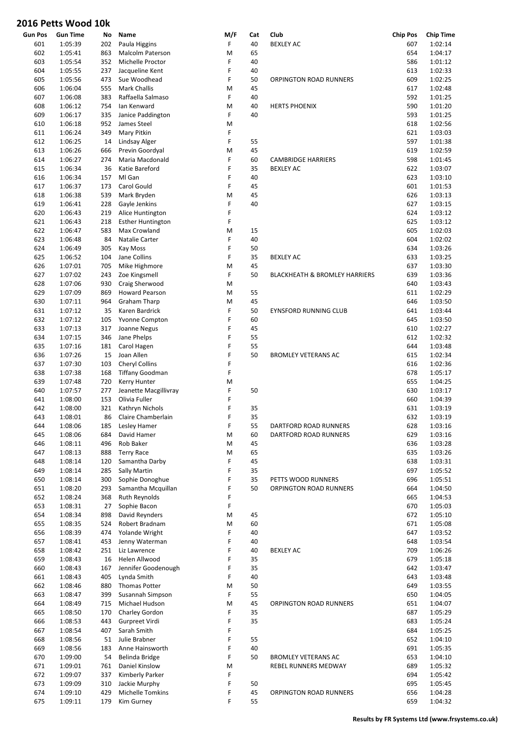# 2016 Petts Wood 10k

| Gun Pos | Gun Time | No | Name | M/F | Cat | Club | Chip Pos | Chip Time |
|---|---|---|---|---|---|---|---|---|
| 601 | 1:05:39 | 202 | Paula Higgins | F | 40 | BEXLEY AC | 607 | 1:02:14 |
| 602 | 1:05:41 | 863 | Malcolm Paterson | M | 65 | | 654 | 1:04:17 |
| 603 | 1:05:54 | 352 | Michelle Proctor | F | 40 | | 586 | 1:01:12 |
| 604 | 1:05:55 | 237 | Jacqueline Kent | F | 40 | | 613 | 1:02:33 |
| 605 | 1:05:56 | 473 | Sue Woodhead | F | 50 | ORPINGTON ROAD RUNNERS | 609 | 1:02:25 |
| 606 | 1:06:04 | 555 | Mark Challis | M | 45 | | 617 | 1:02:48 |
| 607 | 1:06:08 | 383 | Raffaella Salmaso | F | 40 | | 592 | 1:01:25 |
| 608 | 1:06:12 | 754 | Ian Kenward | M | 40 | HERTS PHOENIX | 590 | 1:01:20 |
| 609 | 1:06:17 | 335 | Janice Paddington | F | 40 | | 593 | 1:01:25 |
| 610 | 1:06:18 | 952 | James Steel | M | | | 618 | 1:02:56 |
| 611 | 1:06:24 | 349 | Mary Pitkin | F | | | 621 | 1:03:03 |
| 612 | 1:06:25 | 14 | Lindsay Alger | F | 55 | | 597 | 1:01:38 |
| 613 | 1:06:26 | 666 | Previn Goordyal | M | 45 | | 619 | 1:02:59 |
| 614 | 1:06:27 | 274 | Maria Macdonald | F | 60 | CAMBRIDGE HARRIERS | 598 | 1:01:45 |
| 615 | 1:06:34 | 36 | Katie Bareford | F | 35 | BEXLEY AC | 622 | 1:03:07 |
| 616 | 1:06:34 | 157 | Ml Gan | F | 40 | | 623 | 1:03:10 |
| 617 | 1:06:37 | 173 | Carol Gould | F | 45 | | 601 | 1:01:53 |
| 618 | 1:06:38 | 539 | Mark Bryden | M | 45 | | 626 | 1:03:13 |
| 619 | 1:06:41 | 228 | Gayle Jenkins | F | 40 | | 627 | 1:03:15 |
| 620 | 1:06:43 | 219 | Alice Huntington | F | | | 624 | 1:03:12 |
| 621 | 1:06:43 | 218 | Esther Huntington | F | | | 625 | 1:03:12 |
| 622 | 1:06:47 | 583 | Max Crowland | M | 15 | | 605 | 1:02:03 |
| 623 | 1:06:48 | 84 | Natalie Carter | F | 40 | | 604 | 1:02:02 |
| 624 | 1:06:49 | 305 | Kay Moss | F | 50 | | 634 | 1:03:26 |
| 625 | 1:06:52 | 104 | Jane Collins | F | 35 | BEXLEY AC | 633 | 1:03:25 |
| 626 | 1:07:01 | 705 | Mike Highmore | M | 45 | | 637 | 1:03:30 |
| 627 | 1:07:02 | 243 | Zoe Kingsmell | F | 50 | BLACKHEATH & BROMLEY HARRIERS | 639 | 1:03:36 |
| 628 | 1:07:06 | 930 | Craig Sherwood | M | | | 640 | 1:03:43 |
| 629 | 1:07:09 | 869 | Howard Pearson | M | 55 | | 611 | 1:02:29 |
| 630 | 1:07:11 | 964 | Graham Tharp | M | 45 | | 646 | 1:03:50 |
| 631 | 1:07:12 | 35 | Karen Bardrick | F | 50 | EYNSFORD RUNNING CLUB | 641 | 1:03:44 |
| 632 | 1:07:12 | 105 | Yvonne Compton | F | 60 | | 645 | 1:03:50 |
| 633 | 1:07:13 | 317 | Joanne Negus | F | 45 | | 610 | 1:02:27 |
| 634 | 1:07:15 | 346 | Jane Phelps | F | 55 | | 612 | 1:02:32 |
| 635 | 1:07:16 | 181 | Carol Hagen | F | 55 | | 644 | 1:03:48 |
| 636 | 1:07:26 | 15 | Joan Allen | F | 50 | BROMLEY VETERANS AC | 615 | 1:02:34 |
| 637 | 1:07:30 | 103 | Cheryl Collins | F | | | 616 | 1:02:36 |
| 638 | 1:07:38 | 168 | Tiffany Goodman | F | | | 678 | 1:05:17 |
| 639 | 1:07:48 | 720 | Kerry Hunter | M | | | 655 | 1:04:25 |
| 640 | 1:07:57 | 277 | Jeanette Macgillivray | F | 50 | | 630 | 1:03:17 |
| 641 | 1:08:00 | 153 | Olivia Fuller | F | | | 660 | 1:04:39 |
| 642 | 1:08:00 | 321 | Kathryn Nichols | F | 35 | | 631 | 1:03:19 |
| 643 | 1:08:01 | 86 | Claire Chamberlain | F | 35 | | 632 | 1:03:19 |
| 644 | 1:08:06 | 185 | Lesley Hamer | F | 55 | DARTFORD ROAD RUNNERS | 628 | 1:03:16 |
| 645 | 1:08:06 | 684 | David Hamer | M | 60 | DARTFORD ROAD RUNNERS | 629 | 1:03:16 |
| 646 | 1:08:11 | 496 | Rob Baker | M | 45 | | 636 | 1:03:28 |
| 647 | 1:08:13 | 888 | Terry Race | M | 65 | | 635 | 1:03:26 |
| 648 | 1:08:14 | 120 | Samantha Darby | F | 45 | | 638 | 1:03:31 |
| 649 | 1:08:14 | 285 | Sally Martin | F | 35 | | 697 | 1:05:52 |
| 650 | 1:08:14 | 300 | Sophie Donoghue | F | 35 | PETTS WOOD RUNNERS | 696 | 1:05:51 |
| 651 | 1:08:20 | 293 | Samantha Mcquillan | F | 50 | ORPINGTON ROAD RUNNERS | 664 | 1:04:50 |
| 652 | 1:08:24 | 368 | Ruth Reynolds | F | | | 665 | 1:04:53 |
| 653 | 1:08:31 | 27 | Sophie Bacon | F | | | 670 | 1:05:03 |
| 654 | 1:08:34 | 898 | David Reynders | M | 45 | | 672 | 1:05:10 |
| 655 | 1:08:35 | 524 | Robert Bradnam | M | 60 | | 671 | 1:05:08 |
| 656 | 1:08:39 | 474 | Yolande Wright | F | 40 | | 647 | 1:03:52 |
| 657 | 1:08:41 | 453 | Jenny Waterman | F | 40 | | 648 | 1:03:54 |
| 658 | 1:08:42 | 251 | Liz Lawrence | F | 40 | BEXLEY AC | 709 | 1:06:26 |
| 659 | 1:08:43 | 16 | Helen Allwood | F | 35 | | 679 | 1:05:18 |
| 660 | 1:08:43 | 167 | Jennifer Goodenough | F | 35 | | 642 | 1:03:47 |
| 661 | 1:08:43 | 405 | Lynda Smith | F | 40 | | 643 | 1:03:48 |
| 662 | 1:08:46 | 880 | Thomas Potter | M | 50 | | 649 | 1:03:55 |
| 663 | 1:08:47 | 399 | Susannah Simpson | F | 55 | | 650 | 1:04:05 |
| 664 | 1:08:49 | 715 | Michael Hudson | M | 45 | ORPINGTON ROAD RUNNERS | 651 | 1:04:07 |
| 665 | 1:08:50 | 170 | Charley Gordon | F | 35 | | 687 | 1:05:29 |
| 666 | 1:08:53 | 443 | Gurpreet Virdi | F | 35 | | 683 | 1:05:24 |
| 667 | 1:08:54 | 407 | Sarah Smith | F | | | 684 | 1:05:25 |
| 668 | 1:08:56 | 51 | Julie Brabner | F | 55 | | 652 | 1:04:10 |
| 669 | 1:08:56 | 183 | Anne Hainsworth | F | 40 | | 691 | 1:05:35 |
| 670 | 1:09:00 | 54 | Belinda Bridge | F | 50 | BROMLEY VETERANS AC | 653 | 1:04:10 |
| 671 | 1:09:01 | 761 | Daniel Kinslow | M | | REBEL RUNNERS MEDWAY | 689 | 1:05:32 |
| 672 | 1:09:07 | 337 | Kimberly Parker | F | | | 694 | 1:05:42 |
| 673 | 1:09:09 | 310 | Jackie Murphy | F | 50 | | 695 | 1:05:45 |
| 674 | 1:09:10 | 429 | Michelle Tomkins | F | 45 | ORPINGTON ROAD RUNNERS | 656 | 1:04:28 |
| 675 | 1:09:11 | 179 | Kim Gurney | F | 55 | | 659 | 1:04:32 |

**Results by FR Systems Ltd (www.frsystems.co.uk)**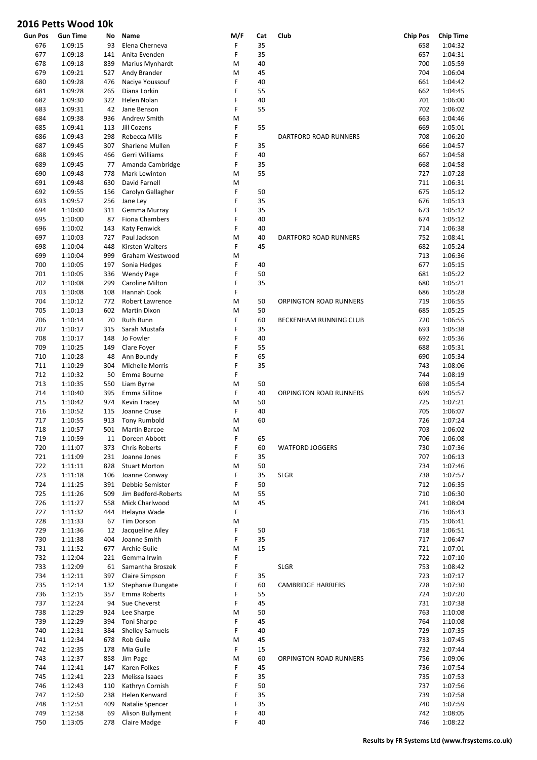# 2016 Petts Wood 10k

| Gun Pos | Gun Time | No | Name | M/F | Cat | Club | Chip Pos | Chip Time |
|---|---|---|---|---|---|---|---|---|
| 676 | 1:09:15 | 93 | Elena Cherneva | F | 35 | | 658 | 1:04:32 |
| 677 | 1:09:18 | 141 | Anita Evenden | F | 35 | | 657 | 1:04:31 |
| 678 | 1:09:18 | 839 | Marius Mynhardt | M | 40 | | 700 | 1:05:59 |
| 679 | 1:09:21 | 527 | Andy Brander | M | 45 | | 704 | 1:06:04 |
| 680 | 1:09:28 | 476 | Naciye Youssouf | F | 40 | | 661 | 1:04:42 |
| 681 | 1:09:28 | 265 | Diana Lorkin | F | 55 | | 662 | 1:04:45 |
| 682 | 1:09:30 | 322 | Helen Nolan | F | 40 | | 701 | 1:06:00 |
| 683 | 1:09:31 | 42 | Jane Benson | F | 55 | | 702 | 1:06:02 |
| 684 | 1:09:38 | 936 | Andrew Smith | M | | | 663 | 1:04:46 |
| 685 | 1:09:41 | 113 | Jill Cozens | F | 55 | | 669 | 1:05:01 |
| 686 | 1:09:43 | 298 | Rebecca Mills | F | | DARTFORD ROAD RUNNERS | 708 | 1:06:20 |
| 687 | 1:09:45 | 307 | Sharlene Mullen | F | 35 | | 666 | 1:04:57 |
| 688 | 1:09:45 | 466 | Gerri Williams | F | 40 | | 667 | 1:04:58 |
| 689 | 1:09:45 | 77 | Amanda Cambridge | F | 35 | | 668 | 1:04:58 |
| 690 | 1:09:48 | 778 | Mark Lewinton | M | 55 | | 727 | 1:07:28 |
| 691 | 1:09:48 | 630 | David Farnell | M | | | 711 | 1:06:31 |
| 692 | 1:09:55 | 156 | Carolyn Gallagher | F | 50 | | 675 | 1:05:12 |
| 693 | 1:09:57 | 256 | Jane Ley | F | 35 | | 676 | 1:05:13 |
| 694 | 1:10:00 | 311 | Gemma Murray | F | 35 | | 673 | 1:05:12 |
| 695 | 1:10:00 | 87 | Fiona Chambers | F | 40 | | 674 | 1:05:12 |
| 696 | 1:10:02 | 143 | Katy Fenwick | F | 40 | | 714 | 1:06:38 |
| 697 | 1:10:03 | 727 | Paul Jackson | M | 40 | DARTFORD ROAD RUNNERS | 752 | 1:08:41 |
| 698 | 1:10:04 | 448 | Kirsten Walters | F | 45 | | 682 | 1:05:24 |
| 699 | 1:10:04 | 999 | Graham Westwood | M | | | 713 | 1:06:36 |
| 700 | 1:10:05 | 197 | Sonia Hedges | F | 40 | | 677 | 1:05:15 |
| 701 | 1:10:05 | 336 | Wendy Page | F | 50 | | 681 | 1:05:22 |
| 702 | 1:10:08 | 299 | Caroline Milton | F | 35 | | 680 | 1:05:21 |
| 703 | 1:10:08 | 108 | Hannah Cook | F | | | 686 | 1:05:28 |
| 704 | 1:10:12 | 772 | Robert Lawrence | M | 50 | ORPINGTON ROAD RUNNERS | 719 | 1:06:55 |
| 705 | 1:10:13 | 602 | Martin Dixon | M | 50 | | 685 | 1:05:25 |
| 706 | 1:10:14 | 70 | Ruth Bunn | F | 60 | BECKENHAM RUNNING CLUB | 720 | 1:06:55 |
| 707 | 1:10:17 | 315 | Sarah Mustafa | F | 35 | | 693 | 1:05:38 |
| 708 | 1:10:17 | 148 | Jo Fowler | F | 40 | | 692 | 1:05:36 |
| 709 | 1:10:25 | 149 | Clare Foyer | F | 55 | | 688 | 1:05:31 |
| 710 | 1:10:28 | 48 | Ann Boundy | F | 65 | | 690 | 1:05:34 |
| 711 | 1:10:29 | 304 | Michelle Morris | F | 35 | | 743 | 1:08:06 |
| 712 | 1:10:32 | 50 | Emma Bourne | F | | | 744 | 1:08:19 |
| 713 | 1:10:35 | 550 | Liam Byrne | M | 50 | | 698 | 1:05:54 |
| 714 | 1:10:40 | 395 | Emma Sillitoe | F | 40 | ORPINGTON ROAD RUNNERS | 699 | 1:05:57 |
| 715 | 1:10:42 | 974 | Kevin Tracey | M | 50 | | 725 | 1:07:21 |
| 716 | 1:10:52 | 115 | Joanne Cruse | F | 40 | | 705 | 1:06:07 |
| 717 | 1:10:55 | 913 | Tony Rumbold | M | 60 | | 726 | 1:07:24 |
| 718 | 1:10:57 | 501 | Martin Barcoe | M | | | 703 | 1:06:02 |
| 719 | 1:10:59 | 11 | Doreen Abbott | F | 65 | | 706 | 1:06:08 |
| 720 | 1:11:07 | 373 | Chris Roberts | F | 60 | WATFORD JOGGERS | 730 | 1:07:36 |
| 721 | 1:11:09 | 231 | Joanne Jones | F | 35 | | 707 | 1:06:13 |
| 722 | 1:11:11 | 828 | Stuart Morton | M | 50 | | 734 | 1:07:46 |
| 723 | 1:11:18 | 106 | Joanne Conway | F | 35 | SLGR | 738 | 1:07:57 |
| 724 | 1:11:25 | 391 | Debbie Semister | F | 50 | | 712 | 1:06:35 |
| 725 | 1:11:26 | 509 | Jim Bedford-Roberts | M | 55 | | 710 | 1:06:30 |
| 726 | 1:11:27 | 558 | Mick Charlwood | M | 45 | | 741 | 1:08:04 |
| 727 | 1:11:32 | 444 | Helayna Wade | F | | | 716 | 1:06:43 |
| 728 | 1:11:33 | 67 | Tim Dorson | M | | | 715 | 1:06:41 |
| 729 | 1:11:36 | 12 | Jacqueline Ailey | F | 50 | | 718 | 1:06:51 |
| 730 | 1:11:38 | 404 | Joanne Smith | F | 35 | | 717 | 1:06:47 |
| 731 | 1:11:52 | 677 | Archie Guile | M | 15 | | 721 | 1:07:01 |
| 732 | 1:12:04 | 221 | Gemma Irwin | F | | | 722 | 1:07:10 |
| 733 | 1:12:09 | 61 | Samantha Broszek | F | | SLGR | 753 | 1:08:42 |
| 734 | 1:12:11 | 397 | Claire Simpson | F | 35 | | 723 | 1:07:17 |
| 735 | 1:12:14 | 132 | Stephanie Dungate | F | 60 | CAMBRIDGE HARRIERS | 728 | 1:07:30 |
| 736 | 1:12:15 | 357 | Emma Roberts | F | 55 | | 724 | 1:07:20 |
| 737 | 1:12:24 | 94 | Sue Cheverst | F | 45 | | 731 | 1:07:38 |
| 738 | 1:12:29 | 924 | Lee Sharpe | M | 50 | | 763 | 1:10:08 |
| 739 | 1:12:29 | 394 | Toni Sharpe | F | 45 | | 764 | 1:10:08 |
| 740 | 1:12:31 | 384 | Shelley Samuels | F | 40 | | 729 | 1:07:35 |
| 741 | 1:12:34 | 678 | Rob Guile | M | 45 | | 733 | 1:07:45 |
| 742 | 1:12:35 | 178 | Mia Guile | F | 15 | | 732 | 1:07:44 |
| 743 | 1:12:37 | 858 | Jim Page | M | 60 | ORPINGTON ROAD RUNNERS | 756 | 1:09:06 |
| 744 | 1:12:41 | 147 | Karen Folkes | F | 45 | | 736 | 1:07:54 |
| 745 | 1:12:41 | 223 | Melissa Isaacs | F | 35 | | 735 | 1:07:53 |
| 746 | 1:12:43 | 110 | Kathryn Cornish | F | 50 | | 737 | 1:07:56 |
| 747 | 1:12:50 | 238 | Helen Kenward | F | 35 | | 739 | 1:07:58 |
| 748 | 1:12:51 | 409 | Natalie Spencer | F | 35 | | 740 | 1:07:59 |
| 749 | 1:12:58 | 69 | Alison Bullyment | F | 40 | | 742 | 1:08:05 |
| 750 | 1:13:05 | 278 | Claire Madge | F | 40 | | 746 | 1:08:22 |

Results by FR Systems Ltd (www.frsystems.co.uk)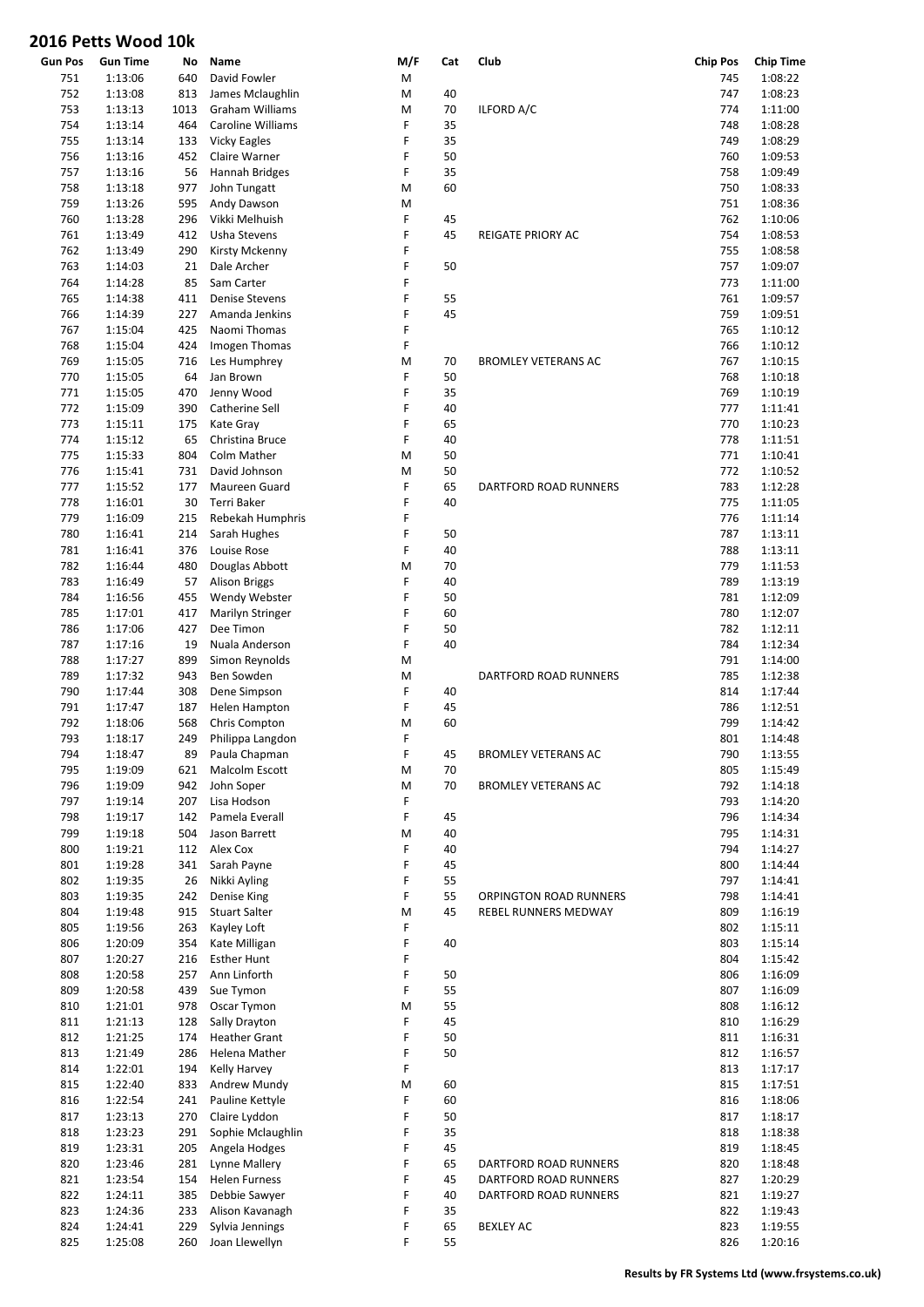# 2016 Petts Wood 10k

| Gun Pos | Gun Time | No | Name | M/F | Cat | Club | Chip Pos | Chip Time |
|---|---|---|---|---|---|---|---|---|
| 751 | 1:13:06 | 640 | David Fowler | M | | | 745 | 1:08:22 |
| 752 | 1:13:08 | 813 | James Mclaughlin | M | 40 | | 747 | 1:08:23 |
| 753 | 1:13:13 | 1013 | Graham Williams | M | 70 | ILFORD A/C | 774 | 1:11:00 |
| 754 | 1:13:14 | 464 | Caroline Williams | F | 35 | | 748 | 1:08:28 |
| 755 | 1:13:14 | 133 | Vicky Eagles | F | 35 | | 749 | 1:08:29 |
| 756 | 1:13:16 | 452 | Claire Warner | F | 50 | | 760 | 1:09:53 |
| 757 | 1:13:16 | 56 | Hannah Bridges | F | 35 | | 758 | 1:09:49 |
| 758 | 1:13:18 | 977 | John Tungatt | M | 60 | | 750 | 1:08:33 |
| 759 | 1:13:26 | 595 | Andy Dawson | M | | | 751 | 1:08:36 |
| 760 | 1:13:28 | 296 | Vikki Melhuish | F | 45 | | 762 | 1:10:06 |
| 761 | 1:13:49 | 412 | Usha Stevens | F | 45 | REIGATE PRIORY AC | 754 | 1:08:53 |
| 762 | 1:13:49 | 290 | Kirsty Mckenny | F | | | 755 | 1:08:58 |
| 763 | 1:14:03 | 21 | Dale Archer | F | 50 | | 757 | 1:09:07 |
| 764 | 1:14:28 | 85 | Sam Carter | F | | | 773 | 1:11:00 |
| 765 | 1:14:38 | 411 | Denise Stevens | F | 55 | | 761 | 1:09:57 |
| 766 | 1:14:39 | 227 | Amanda Jenkins | F | 45 | | 759 | 1:09:51 |
| 767 | 1:15:04 | 425 | Naomi Thomas | F | | | 765 | 1:10:12 |
| 768 | 1:15:04 | 424 | Imogen Thomas | F | | | 766 | 1:10:12 |
| 769 | 1:15:05 | 716 | Les Humphrey | M | 70 | BROMLEY VETERANS AC | 767 | 1:10:15 |
| 770 | 1:15:05 | 64 | Jan Brown | F | 50 | | 768 | 1:10:18 |
| 771 | 1:15:05 | 470 | Jenny Wood | F | 35 | | 769 | 1:10:19 |
| 772 | 1:15:09 | 390 | Catherine Sell | F | 40 | | 777 | 1:11:41 |
| 773 | 1:15:11 | 175 | Kate Gray | F | 65 | | 770 | 1:10:23 |
| 774 | 1:15:12 | 65 | Christina Bruce | F | 40 | | 778 | 1:11:51 |
| 775 | 1:15:33 | 804 | Colm Mather | M | 50 | | 771 | 1:10:41 |
| 776 | 1:15:41 | 731 | David Johnson | M | 50 | | 772 | 1:10:52 |
| 777 | 1:15:52 | 177 | Maureen Guard | F | 65 | DARTFORD ROAD RUNNERS | 783 | 1:12:28 |
| 778 | 1:16:01 | 30 | Terri Baker | F | 40 | | 775 | 1:11:05 |
| 779 | 1:16:09 | 215 | Rebekah Humphris | F | | | 776 | 1:11:14 |
| 780 | 1:16:41 | 214 | Sarah Hughes | F | 50 | | 787 | 1:13:11 |
| 781 | 1:16:41 | 376 | Louise Rose | F | 40 | | 788 | 1:13:11 |
| 782 | 1:16:44 | 480 | Douglas Abbott | M | 70 | | 779 | 1:11:53 |
| 783 | 1:16:49 | 57 | Alison Briggs | F | 40 | | 789 | 1:13:19 |
| 784 | 1:16:56 | 455 | Wendy Webster | F | 50 | | 781 | 1:12:09 |
| 785 | 1:17:01 | 417 | Marilyn Stringer | F | 60 | | 780 | 1:12:07 |
| 786 | 1:17:06 | 427 | Dee Timon | F | 50 | | 782 | 1:12:11 |
| 787 | 1:17:16 | 19 | Nuala Anderson | F | 40 | | 784 | 1:12:34 |
| 788 | 1:17:27 | 899 | Simon Reynolds | M | | | 791 | 1:14:00 |
| 789 | 1:17:32 | 943 | Ben Sowden | M | | DARTFORD ROAD RUNNERS | 785 | 1:12:38 |
| 790 | 1:17:44 | 308 | Dene Simpson | F | 40 | | 814 | 1:17:44 |
| 791 | 1:17:47 | 187 | Helen Hampton | F | 45 | | 786 | 1:12:51 |
| 792 | 1:18:06 | 568 | Chris Compton | M | 60 | | 799 | 1:14:42 |
| 793 | 1:18:17 | 249 | Philippa Langdon | F | | | 801 | 1:14:48 |
| 794 | 1:18:47 | 89 | Paula Chapman | F | 45 | BROMLEY VETERANS AC | 790 | 1:13:55 |
| 795 | 1:19:09 | 621 | Malcolm Escott | M | 70 | | 805 | 1:15:49 |
| 796 | 1:19:09 | 942 | John Soper | M | 70 | BROMLEY VETERANS AC | 792 | 1:14:18 |
| 797 | 1:19:14 | 207 | Lisa Hodson | F | | | 793 | 1:14:20 |
| 798 | 1:19:17 | 142 | Pamela Everall | F | 45 | | 796 | 1:14:34 |
| 799 | 1:19:18 | 504 | Jason Barrett | M | 40 | | 795 | 1:14:31 |
| 800 | 1:19:21 | 112 | Alex Cox | F | 40 | | 794 | 1:14:27 |
| 801 | 1:19:28 | 341 | Sarah Payne | F | 45 | | 800 | 1:14:44 |
| 802 | 1:19:35 | 26 | Nikki Ayling | F | 55 | | 797 | 1:14:41 |
| 803 | 1:19:35 | 242 | Denise King | F | 55 | ORPINGTON ROAD RUNNERS | 798 | 1:14:41 |
| 804 | 1:19:48 | 915 | Stuart Salter | M | 45 | REBEL RUNNERS MEDWAY | 809 | 1:16:19 |
| 805 | 1:19:56 | 263 | Kayley Loft | F | | | 802 | 1:15:11 |
| 806 | 1:20:09 | 354 | Kate Milligan | F | 40 | | 803 | 1:15:14 |
| 807 | 1:20:27 | 216 | Esther Hunt | F | | | 804 | 1:15:42 |
| 808 | 1:20:58 | 257 | Ann Linforth | F | 50 | | 806 | 1:16:09 |
| 809 | 1:20:58 | 439 | Sue Tymon | F | 55 | | 807 | 1:16:09 |
| 810 | 1:21:01 | 978 | Oscar Tymon | M | 55 | | 808 | 1:16:12 |
| 811 | 1:21:13 | 128 | Sally Drayton | F | 45 | | 810 | 1:16:29 |
| 812 | 1:21:25 | 174 | Heather Grant | F | 50 | | 811 | 1:16:31 |
| 813 | 1:21:49 | 286 | Helena Mather | F | 50 | | 812 | 1:16:57 |
| 814 | 1:22:01 | 194 | Kelly Harvey | F | | | 813 | 1:17:17 |
| 815 | 1:22:40 | 833 | Andrew Mundy | M | 60 | | 815 | 1:17:51 |
| 816 | 1:22:54 | 241 | Pauline Kettyle | F | 60 | | 816 | 1:18:06 |
| 817 | 1:23:13 | 270 | Claire Lyddon | F | 50 | | 817 | 1:18:17 |
| 818 | 1:23:23 | 291 | Sophie Mclaughlin | F | 35 | | 818 | 1:18:38 |
| 819 | 1:23:31 | 205 | Angela Hodges | F | 45 | | 819 | 1:18:45 |
| 820 | 1:23:46 | 281 | Lynne Mallery | F | 65 | DARTFORD ROAD RUNNERS | 820 | 1:18:48 |
| 821 | 1:23:54 | 154 | Helen Furness | F | 45 | DARTFORD ROAD RUNNERS | 827 | 1:20:29 |
| 822 | 1:24:11 | 385 | Debbie Sawyer | F | 40 | DARTFORD ROAD RUNNERS | 821 | 1:19:27 |
| 823 | 1:24:36 | 233 | Alison Kavanagh | F | 35 | | 822 | 1:19:43 |
| 824 | 1:24:41 | 229 | Sylvia Jennings | F | 65 | BEXLEY AC | 823 | 1:19:55 |
| 825 | 1:25:08 | 260 | Joan Llewellyn | F | 55 | | 826 | 1:20:16 |

**Results by FR Systems Ltd (www.frsystems.co.uk)**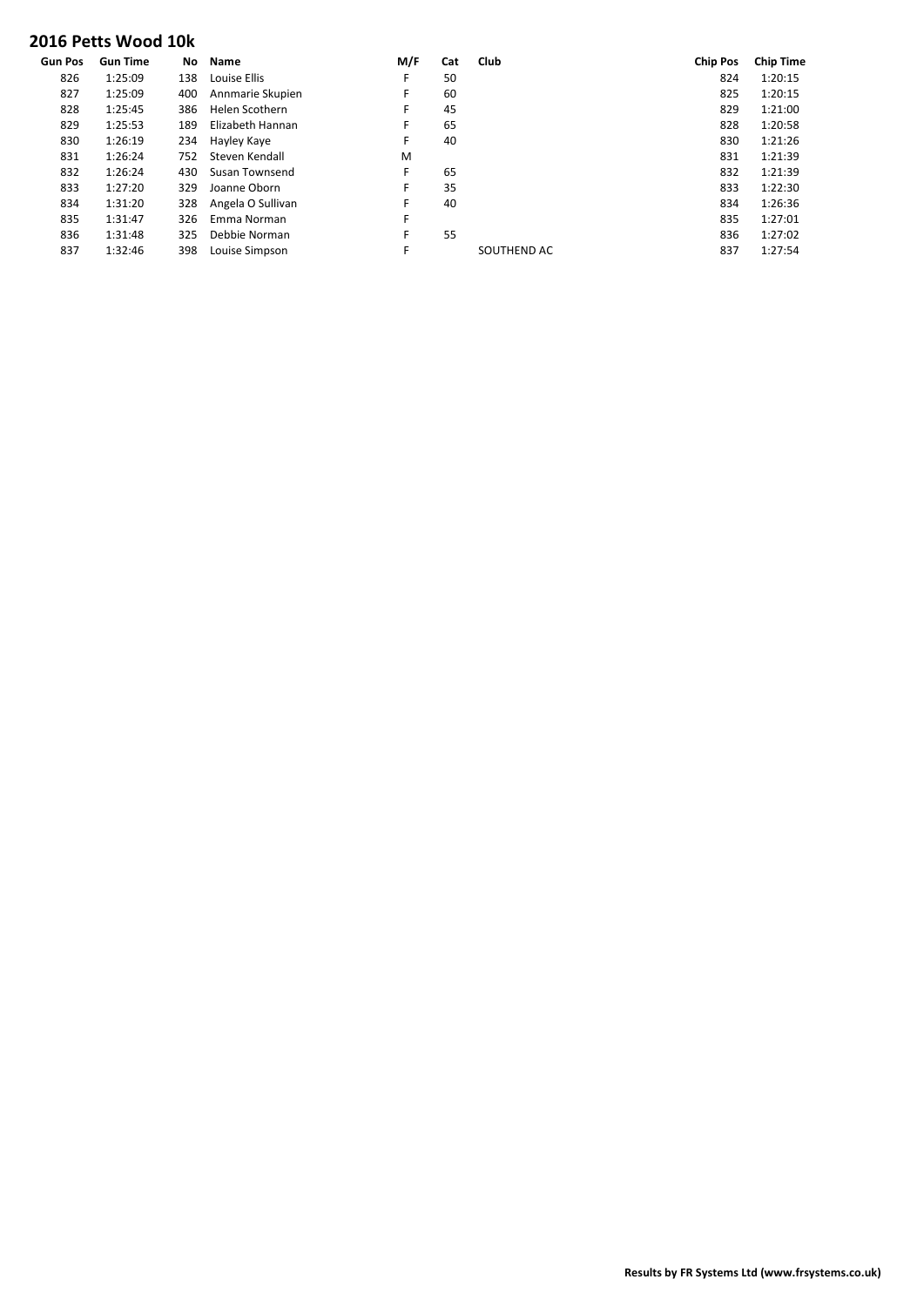## 2016 Petts Wood 10k

| Gun Pos | Gun Time | No | Name | M/F | Cat | Club | Chip Pos | Chip Time |
|---|---|---|---|---|---|---|---|---|
| 826 | 1:25:09 | 138 | Louise Ellis | F | 50 | | 824 | 1:20:15 |
| 827 | 1:25:09 | 400 | Annmarie Skupien | F | 60 | | 825 | 1:20:15 |
| 828 | 1:25:45 | 386 | Helen Scothern | F | 45 | | 829 | 1:21:00 |
| 829 | 1:25:53 | 189 | Elizabeth Hannan | F | 65 | | 828 | 1:20:58 |
| 830 | 1:26:19 | 234 | Hayley Kaye | F | 40 | | 830 | 1:21:26 |
| 831 | 1:26:24 | 752 | Steven Kendall | M | | | 831 | 1:21:39 |
| 832 | 1:26:24 | 430 | Susan Townsend | F | 65 | | 832 | 1:21:39 |
| 833 | 1:27:20 | 329 | Joanne Oborn | F | 35 | | 833 | 1:22:30 |
| 834 | 1:31:20 | 328 | Angela O Sullivan | F | 40 | | 834 | 1:26:36 |
| 835 | 1:31:47 | 326 | Emma Norman | F | | | 835 | 1:27:01 |
| 836 | 1:31:48 | 325 | Debbie Norman | F | 55 | | 836 | 1:27:02 |
| 837 | 1:32:46 | 398 | Louise Simpson | F | | SOUTHEND AC | 837 | 1:27:54 |

**Results by FR Systems Ltd (www.frsystems.co.uk)**